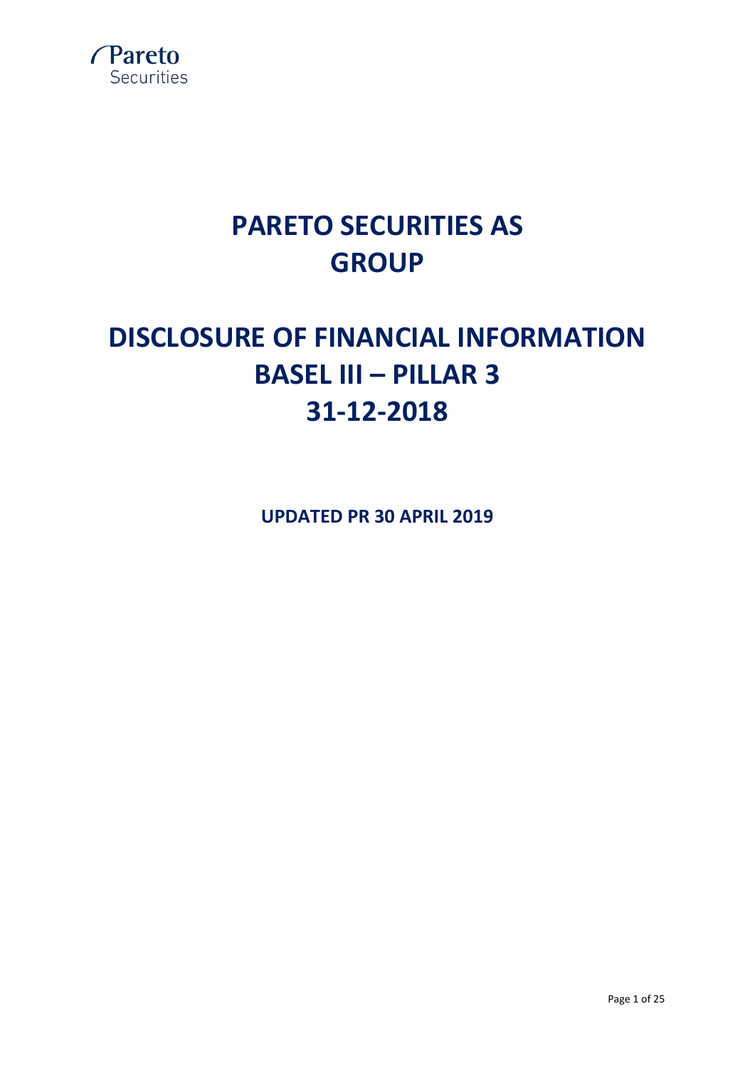Pareto Securities

# PARETO SECURITIES AS GROUP

# DISCLOSURE OF FINANCIAL INFORMATION BASEL III – PILLAR 3 31-12-2018

**UPDATED PR 30 APRIL 2019**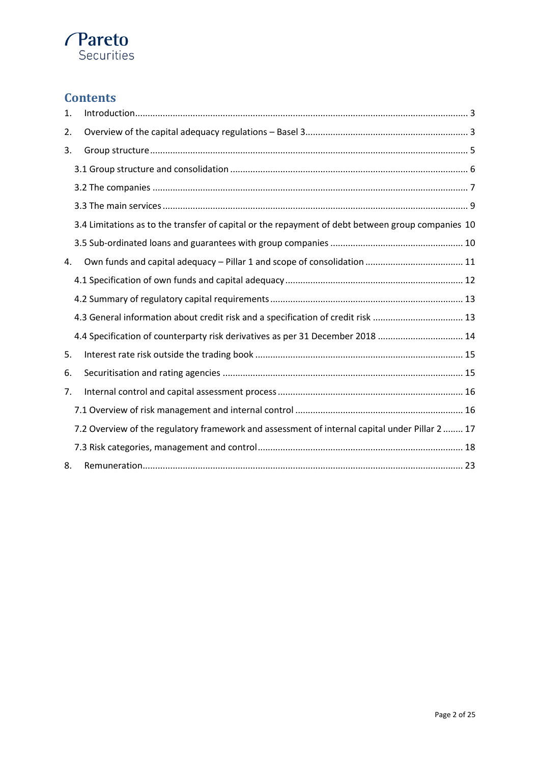## Contents

1. Introduction ... 3
2. Overview of the capital adequacy regulations – Basel 3 ... 3
3. Group structure ... 5
   - 3.1 Group structure and consolidation ... 6
   - 3.2 The companies ... 7
   - 3.3 The main services ... 9
   - 3.4 Limitations as to the transfer of capital or the repayment of debt between group companies 10
   - 3.5 Sub-ordinated loans and guarantees with group companies ... 10
4. Own funds and capital adequacy – Pillar 1 and scope of consolidation ... 11
   - 4.1 Specification of own funds and capital adequacy ... 12
   - 4.2 Summary of regulatory capital requirements ... 13
   - 4.3 General information about credit risk and a specification of credit risk ... 13
   - 4.4 Specification of counterparty risk derivatives as per 31 December 2018 ... 14
5. Interest rate risk outside the trading book ... 15
6. Securitisation and rating agencies ... 15
7. Internal control and capital assessment process ... 16
   - 7.1 Overview of risk management and internal control ... 16
   - 7.2 Overview of the regulatory framework and assessment of internal capital under Pillar 2 ... 17
   - 7.3 Risk categories, management and control ... 18
8. Remuneration ... 23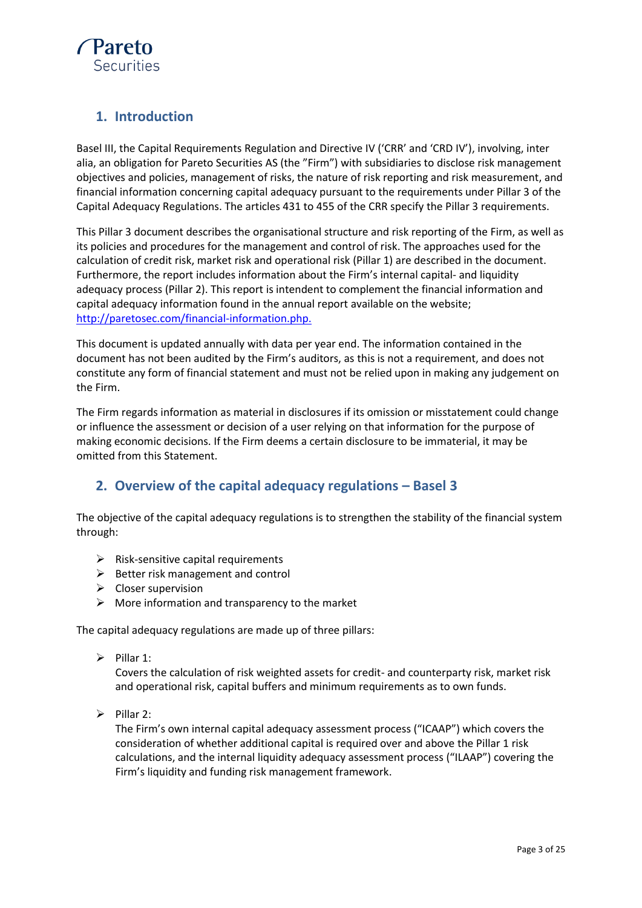## 1. Introduction

Basel III, the Capital Requirements Regulation and Directive IV ('CRR' and 'CRD IV'), involving, inter alia, an obligation for Pareto Securities AS (the "Firm") with subsidiaries to disclose risk management objectives and policies, management of risks, the nature of risk reporting and risk measurement, and financial information concerning capital adequacy pursuant to the requirements under Pillar 3 of the Capital Adequacy Regulations. The articles 431 to 455 of the CRR specify the Pillar 3 requirements.

This Pillar 3 document describes the organisational structure and risk reporting of the Firm, as well as its policies and procedures for the management and control of risk. The approaches used for the calculation of credit risk, market risk and operational risk (Pillar 1) are described in the document. Furthermore, the report includes information about the Firm's internal capital- and liquidity adequacy process (Pillar 2). This report is intendent to complement the financial information and capital adequacy information found in the annual report available on the website; http://paretosec.com/financial-information.php.

This document is updated annually with data per year end. The information contained in the document has not been audited by the Firm's auditors, as this is not a requirement, and does not constitute any form of financial statement and must not be relied upon in making any judgement on the Firm.

The Firm regards information as material in disclosures if its omission or misstatement could change or influence the assessment or decision of a user relying on that information for the purpose of making economic decisions. If the Firm deems a certain disclosure to be immaterial, it may be omitted from this Statement.

## 2. Overview of the capital adequacy regulations – Basel 3

The objective of the capital adequacy regulations is to strengthen the stability of the financial system through:

- Risk-sensitive capital requirements
- Better risk management and control
- Closer supervision
- More information and transparency to the market

The capital adequacy regulations are made up of three pillars:

- Pillar 1:
  Covers the calculation of risk weighted assets for credit- and counterparty risk, market risk and operational risk, capital buffers and minimum requirements as to own funds.

- Pillar 2:
  The Firm's own internal capital adequacy assessment process ("ICAAP") which covers the consideration of whether additional capital is required over and above the Pillar 1 risk calculations, and the internal liquidity adequacy assessment process ("ILAAP") covering the Firm's liquidity and funding risk management framework.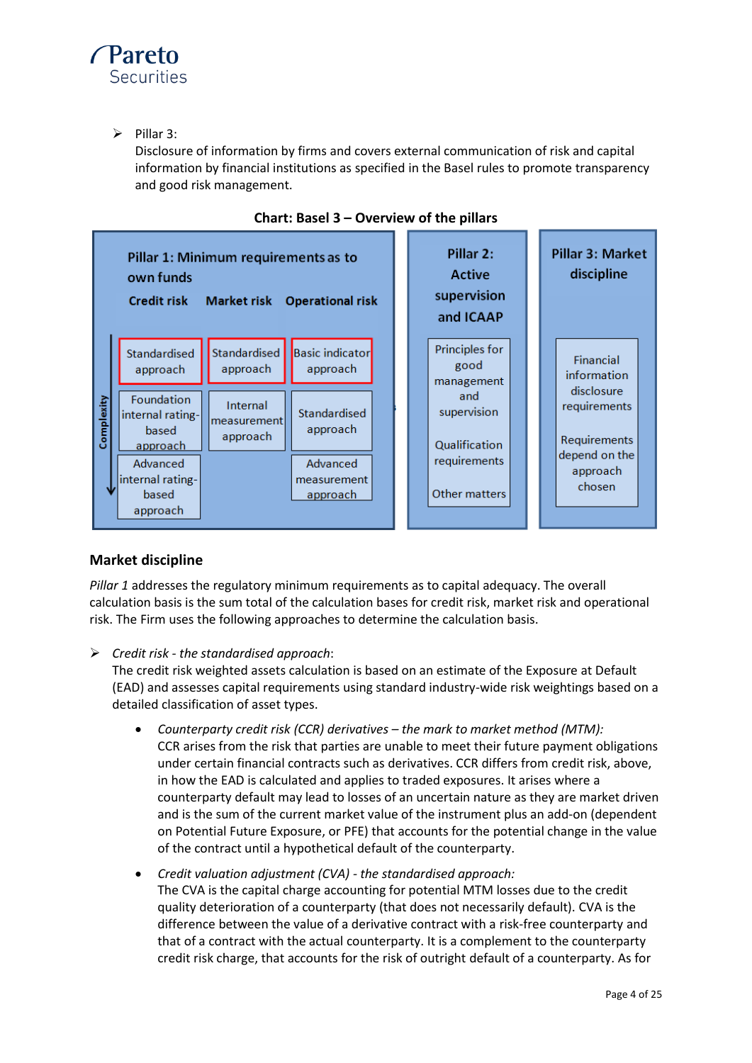- Pillar 3:
  Disclosure of information by firms and covers external communication of risk and capital information by financial institutions as specified in the Basel rules to promote transparency and good risk management.

**Chart: Basel 3 – Overview of the pillars**

| Pillar 1: Minimum requirements as to own funds | | | Pillar 2: Active supervision and ICAAP | Pillar 3: Market discipline |
|---|---|---|---|---|
| **Credit risk** | **Market risk** | **Operational risk** | | |
| Standardised approach | Standardised approach | Basic indicator approach | Principles for good management and supervision | Financial information disclosure requirements |
| Foundation internal rating-based approach | Internal measurement approach | Standardised approach | Qualification requirements | Requirements depend on the approach chosen |
| Advanced internal rating-based approach | | Advanced measurement approach | Other matters | |

Complexity ↓

## Market discipline

*Pillar 1* addresses the regulatory minimum requirements as to capital adequacy. The overall calculation basis is the sum total of the calculation bases for credit risk, market risk and operational risk. The Firm uses the following approaches to determine the calculation basis.

- *Credit risk - the standardised approach*:
  The credit risk weighted assets calculation is based on an estimate of the Exposure at Default (EAD) and assesses capital requirements using standard industry-wide risk weightings based on a detailed classification of asset types.

  - *Counterparty credit risk (CCR) derivatives – the mark to market method (MTM):*
    CCR arises from the risk that parties are unable to meet their future payment obligations under certain financial contracts such as derivatives. CCR differs from credit risk, above, in how the EAD is calculated and applies to traded exposures. It arises where a counterparty default may lead to losses of an uncertain nature as they are market driven and is the sum of the current market value of the instrument plus an add-on (dependent on Potential Future Exposure, or PFE) that accounts for the potential change in the value of the contract until a hypothetical default of the counterparty.

  - *Credit valuation adjustment (CVA) - the standardised approach:*
    The CVA is the capital charge accounting for potential MTM losses due to the credit quality deterioration of a counterparty (that does not necessarily default). CVA is the difference between the value of a derivative contract with a risk-free counterparty and that of a contract with the actual counterparty. It is a complement to the counterparty credit risk charge, that accounts for the risk of outright default of a counterparty. As for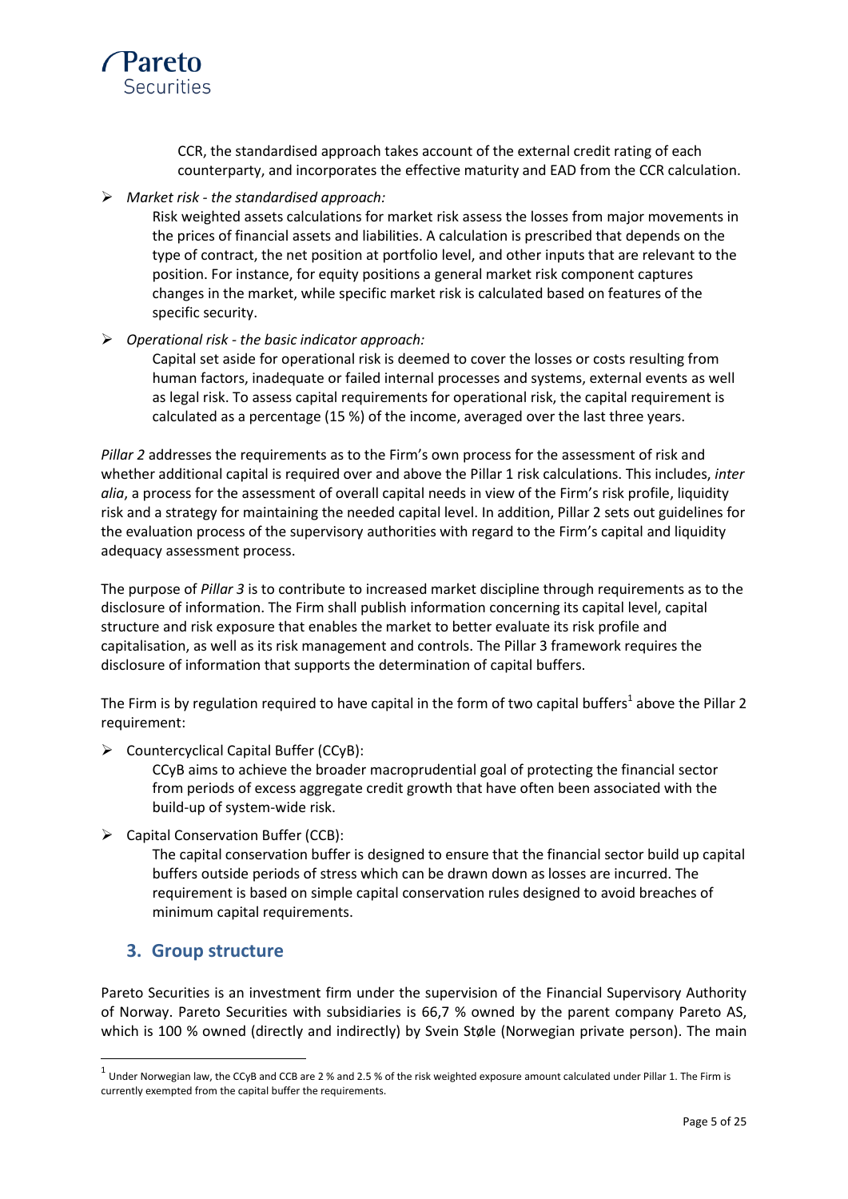CCR, the standardised approach takes account of the external credit rating of each counterparty, and incorporates the effective maturity and EAD from the CCR calculation.

- *Market risk - the standardised approach:*
  Risk weighted assets calculations for market risk assess the losses from major movements in the prices of financial assets and liabilities. A calculation is prescribed that depends on the type of contract, the net position at portfolio level, and other inputs that are relevant to the position. For instance, for equity positions a general market risk component captures changes in the market, while specific market risk is calculated based on features of the specific security.

- *Operational risk - the basic indicator approach:*
  Capital set aside for operational risk is deemed to cover the losses or costs resulting from human factors, inadequate or failed internal processes and systems, external events as well as legal risk. To assess capital requirements for operational risk, the capital requirement is calculated as a percentage (15 %) of the income, averaged over the last three years.

*Pillar 2* addresses the requirements as to the Firm's own process for the assessment of risk and whether additional capital is required over and above the Pillar 1 risk calculations. This includes, *inter alia*, a process for the assessment of overall capital needs in view of the Firm's risk profile, liquidity risk and a strategy for maintaining the needed capital level. In addition, Pillar 2 sets out guidelines for the evaluation process of the supervisory authorities with regard to the Firm's capital and liquidity adequacy assessment process.

The purpose of *Pillar 3* is to contribute to increased market discipline through requirements as to the disclosure of information. The Firm shall publish information concerning its capital level, capital structure and risk exposure that enables the market to better evaluate its risk profile and capitalisation, as well as its risk management and controls. The Pillar 3 framework requires the disclosure of information that supports the determination of capital buffers.

The Firm is by regulation required to have capital in the form of two capital buffers[1] above the Pillar 2 requirement:

- Countercyclical Capital Buffer (CCyB):
  CCyB aims to achieve the broader macroprudential goal of protecting the financial sector from periods of excess aggregate credit growth that have often been associated with the build-up of system-wide risk.

- Capital Conservation Buffer (CCB):
  The capital conservation buffer is designed to ensure that the financial sector build up capital buffers outside periods of stress which can be drawn down as losses are incurred. The requirement is based on simple capital conservation rules designed to avoid breaches of minimum capital requirements.

## 3. Group structure

Pareto Securities is an investment firm under the supervision of the Financial Supervisory Authority of Norway. Pareto Securities with subsidiaries is 66,7 % owned by the parent company Pareto AS, which is 100 % owned (directly and indirectly) by Svein Støle (Norwegian private person). The main

[1] Under Norwegian law, the CCyB and CCB are 2 % and 2.5 % of the risk weighted exposure amount calculated under Pillar 1. The Firm is currently exempted from the capital buffer the requirements.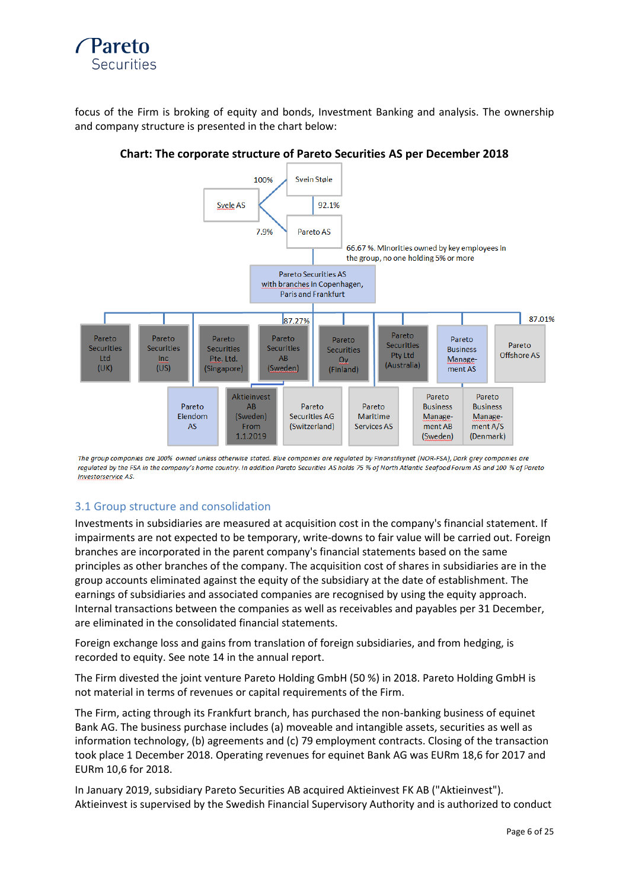focus of the Firm is broking of equity and bonds, Investment Banking and analysis. The ownership and company structure is presented in the chart below:

**Chart: The corporate structure of Pareto Securities AS per December 2018**

Svein Støle

100% — Svele AS

92.1% — Pareto AS

7.9%

66.67 %. Minorities owned by key employees in the group, no one holding 5% or more

Pareto Securities AS with branches in Copenhagen, Paris and Frankfurt

87.27%

87.01%

Pareto Securities Ltd (UK)

Pareto Securities Inc (US)

Pareto Securities Pte. Ltd. (Singapore)

Pareto Securities AB (Sweden)

Pareto Securities Oy (Finland)

Pareto Securities Pty Ltd (Australia)

Pareto Business Management AS

Pareto Offshore AS

Pareto Eiendom AS

Aktieinvest AB (Sweden) From 1.1.2019

Pareto Securities AG (Switzerland)

Pareto Maritime Services AS

Pareto Business Management AB (Sweden)

Pareto Business Management A/S (Denmark)

*The group companies are 100% owned unless otherwise stated. Blue companies are regulated by Finanstilsynet (NOR-FSA), Dark grey companies are regulated by the FSA in the company's home country. In addition Pareto Securities AS holds 75 % of North Atlantic Seafood Forum AS and 100 % of Pareto Investorservice AS.*

## 3.1 Group structure and consolidation

Investments in subsidiaries are measured at acquisition cost in the company's financial statement. If impairments are not expected to be temporary, write-downs to fair value will be carried out. Foreign branches are incorporated in the parent company's financial statements based on the same principles as other branches of the company. The acquisition cost of shares in subsidiaries are in the group accounts eliminated against the equity of the subsidiary at the date of establishment. The earnings of subsidiaries and associated companies are recognised by using the equity approach. Internal transactions between the companies as well as receivables and payables per 31 December, are eliminated in the consolidated financial statements.

Foreign exchange loss and gains from translation of foreign subsidiaries, and from hedging, is recorded to equity. See note 14 in the annual report.

The Firm divested the joint venture Pareto Holding GmbH (50 %) in 2018. Pareto Holding GmbH is not material in terms of revenues or capital requirements of the Firm.

The Firm, acting through its Frankfurt branch, has purchased the non-banking business of equinet Bank AG. The business purchase includes (a) moveable and intangible assets, securities as well as information technology, (b) agreements and (c) 79 employment contracts. Closing of the transaction took place 1 December 2018. Operating revenues for equinet Bank AG was EURm 18,6 for 2017 and EURm 10,6 for 2018.

In January 2019, subsidiary Pareto Securities AB acquired Aktieinvest FK AB ("Aktieinvest"). Aktieinvest is supervised by the Swedish Financial Supervisory Authority and is authorized to conduct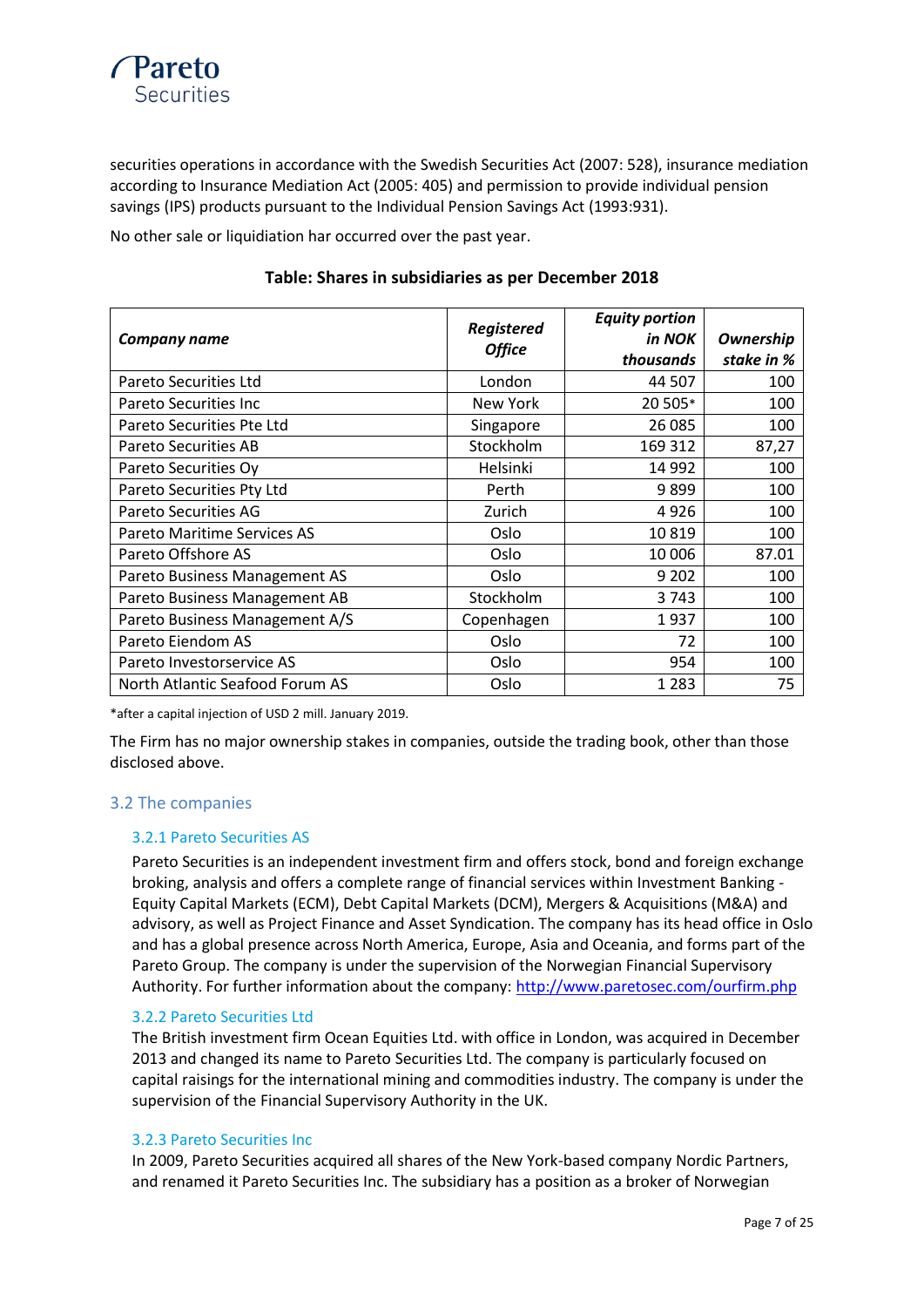securities operations in accordance with the Swedish Securities Act (2007: 528), insurance mediation according to Insurance Mediation Act (2005: 405) and permission to provide individual pension savings (IPS) products pursuant to the Individual Pension Savings Act (1993:931).

No other sale or liquidiation har occurred over the past year.

**Table: Shares in subsidiaries as per December 2018**

| *Company name* | *Registered Office* | *Equity portion in NOK thousands* | *Ownership stake in %* |
|---|---|---|---|
| Pareto Securities Ltd | London | 44 507 | 100 |
| Pareto Securities Inc | New York | 20 505* | 100 |
| Pareto Securities Pte Ltd | Singapore | 26 085 | 100 |
| Pareto Securities AB | Stockholm | 169 312 | 87,27 |
| Pareto Securities Oy | Helsinki | 14 992 | 100 |
| Pareto Securities Pty Ltd | Perth | 9 899 | 100 |
| Pareto Securities AG | Zurich | 4 926 | 100 |
| Pareto Maritime Services AS | Oslo | 10 819 | 100 |
| Pareto Offshore AS | Oslo | 10 006 | 87.01 |
| Pareto Business Management AS | Oslo | 9 202 | 100 |
| Pareto Business Management AB | Stockholm | 3 743 | 100 |
| Pareto Business Management A/S | Copenhagen | 1 937 | 100 |
| Pareto Eiendom AS | Oslo | 72 | 100 |
| Pareto Investorservice AS | Oslo | 954 | 100 |
| North Atlantic Seafood Forum AS | Oslo | 1 283 | 75 |

*after a capital injection of USD 2 mill. January 2019.

The Firm has no major ownership stakes in companies, outside the trading book, other than those disclosed above.

## 3.2 The companies

### 3.2.1 Pareto Securities AS

Pareto Securities is an independent investment firm and offers stock, bond and foreign exchange broking, analysis and offers a complete range of financial services within Investment Banking - Equity Capital Markets (ECM), Debt Capital Markets (DCM), Mergers & Acquisitions (M&A) and advisory, as well as Project Finance and Asset Syndication. The company has its head office in Oslo and has a global presence across North America, Europe, Asia and Oceania, and forms part of the Pareto Group. The company is under the supervision of the Norwegian Financial Supervisory Authority. For further information about the company: [http://www.paretosec.com/ourfirm.php](http://www.paretosec.com/ourfirm.php)

### 3.2.2 Pareto Securities Ltd

The British investment firm Ocean Equities Ltd. with office in London, was acquired in December 2013 and changed its name to Pareto Securities Ltd. The company is particularly focused on capital raisings for the international mining and commodities industry. The company is under the supervision of the Financial Supervisory Authority in the UK.

### 3.2.3 Pareto Securities Inc

In 2009, Pareto Securities acquired all shares of the New York-based company Nordic Partners, and renamed it Pareto Securities Inc. The subsidiary has a position as a broker of Norwegian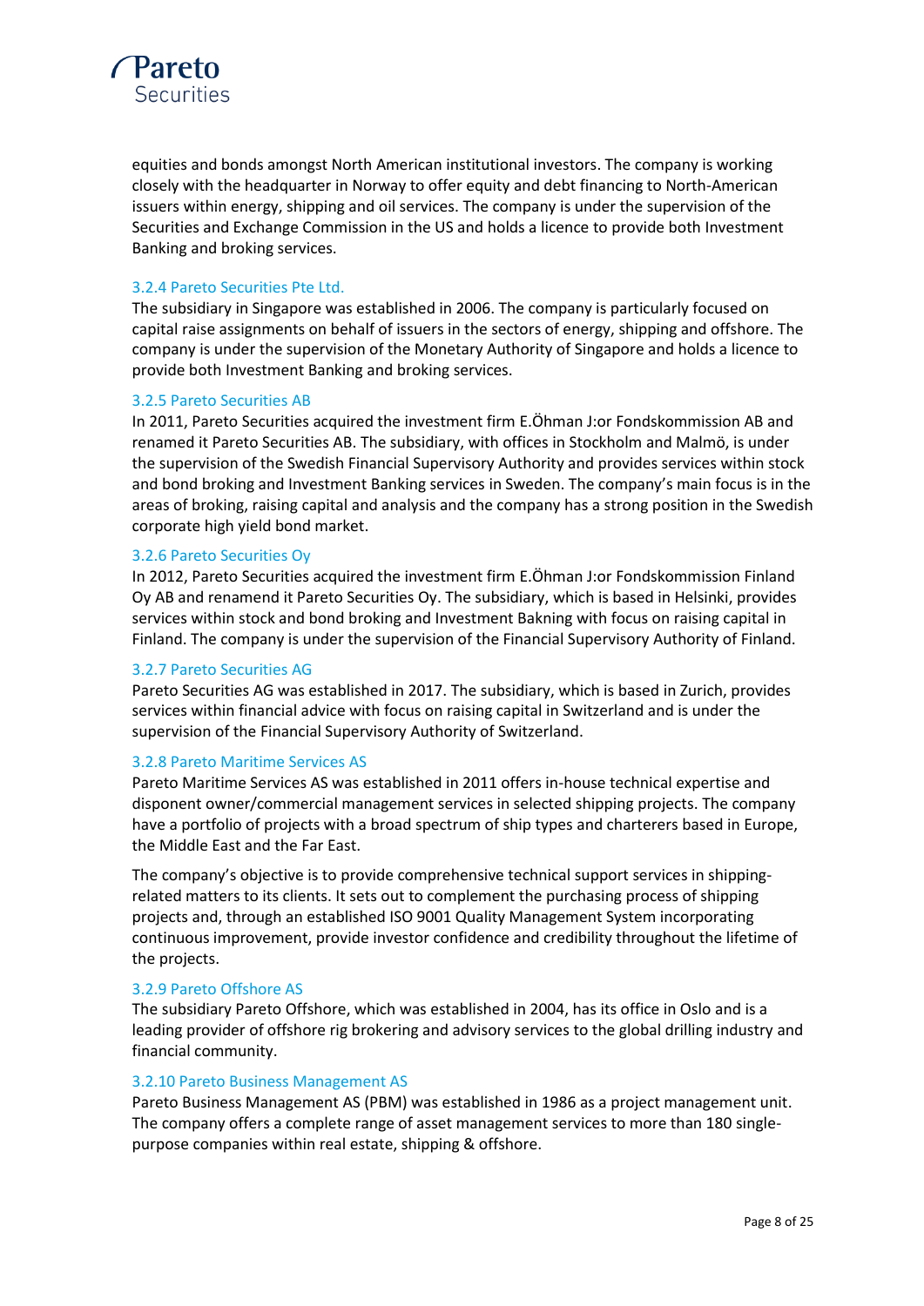equities and bonds amongst North American institutional investors. The company is working closely with the headquarter in Norway to offer equity and debt financing to North-American issuers within energy, shipping and oil services. The company is under the supervision of the Securities and Exchange Commission in the US and holds a licence to provide both Investment Banking and broking services.

### 3.2.4 Pareto Securities Pte Ltd.

The subsidiary in Singapore was established in 2006. The company is particularly focused on capital raise assignments on behalf of issuers in the sectors of energy, shipping and offshore. The company is under the supervision of the Monetary Authority of Singapore and holds a licence to provide both Investment Banking and broking services.

### 3.2.5 Pareto Securities AB

In 2011, Pareto Securities acquired the investment firm E.Öhman J:or Fondskommission AB and renamed it Pareto Securities AB. The subsidiary, with offices in Stockholm and Malmö, is under the supervision of the Swedish Financial Supervisory Authority and provides services within stock and bond broking and Investment Banking services in Sweden. The company's main focus is in the areas of broking, raising capital and analysis and the company has a strong position in the Swedish corporate high yield bond market.

### 3.2.6 Pareto Securities Oy

In 2012, Pareto Securities acquired the investment firm E.Öhman J:or Fondskommission Finland Oy AB and renamend it Pareto Securities Oy. The subsidiary, which is based in Helsinki, provides services within stock and bond broking and Investment Bakning with focus on raising capital in Finland. The company is under the supervision of the Financial Supervisory Authority of Finland.

### 3.2.7 Pareto Securities AG

Pareto Securities AG was established in 2017. The subsidiary, which is based in Zurich, provides services within financial advice with focus on raising capital in Switzerland and is under the supervision of the Financial Supervisory Authority of Switzerland.

### 3.2.8 Pareto Maritime Services AS

Pareto Maritime Services AS was established in 2011 offers in-house technical expertise and disponent owner/commercial management services in selected shipping projects. The company have a portfolio of projects with a broad spectrum of ship types and charterers based in Europe, the Middle East and the Far East.

The company's objective is to provide comprehensive technical support services in shipping-related matters to its clients. It sets out to complement the purchasing process of shipping projects and, through an established ISO 9001 Quality Management System incorporating continuous improvement, provide investor confidence and credibility throughout the lifetime of the projects.

### 3.2.9 Pareto Offshore AS

The subsidiary Pareto Offshore, which was established in 2004, has its office in Oslo and is a leading provider of offshore rig brokering and advisory services to the global drilling industry and financial community.

### 3.2.10 Pareto Business Management AS

Pareto Business Management AS (PBM) was established in 1986 as a project management unit. The company offers a complete range of asset management services to more than 180 single-purpose companies within real estate, shipping & offshore.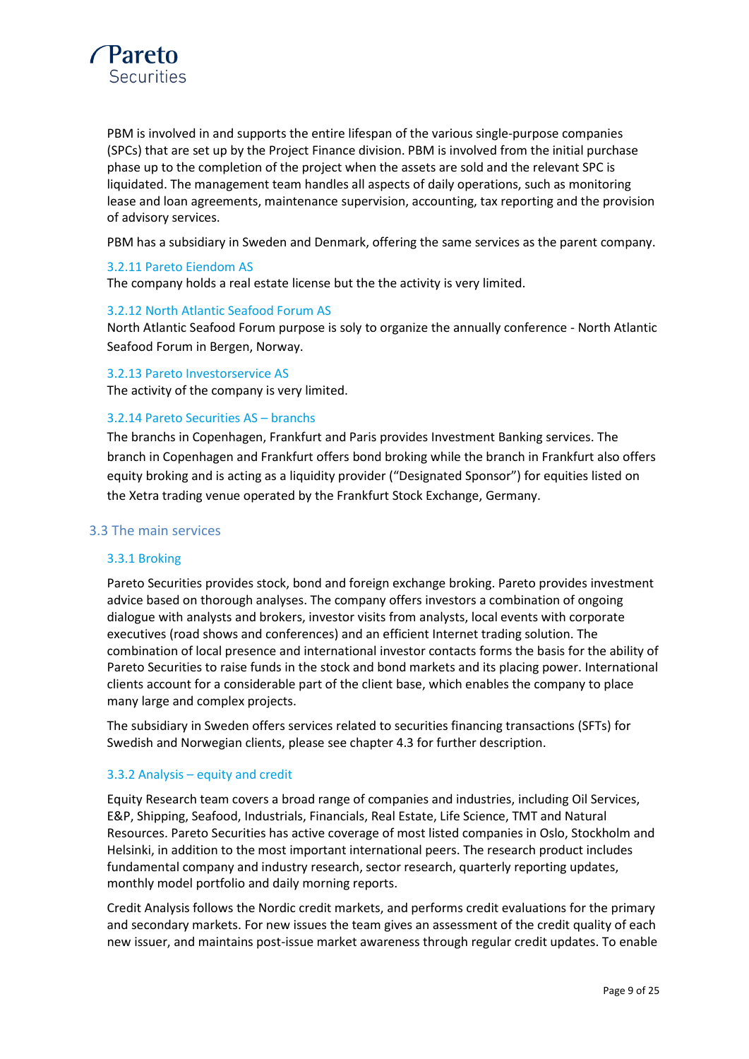PBM is involved in and supports the entire lifespan of the various single-purpose companies (SPCs) that are set up by the Project Finance division. PBM is involved from the initial purchase phase up to the completion of the project when the assets are sold and the relevant SPC is liquidated. The management team handles all aspects of daily operations, such as monitoring lease and loan agreements, maintenance supervision, accounting, tax reporting and the provision of advisory services.

PBM has a subsidiary in Sweden and Denmark, offering the same services as the parent company.

#### 3.2.11 Pareto Eiendom AS

The company holds a real estate license but the the activity is very limited.

#### 3.2.12 North Atlantic Seafood Forum AS

North Atlantic Seafood Forum purpose is soly to organize the annually conference - North Atlantic Seafood Forum in Bergen, Norway.

#### 3.2.13 Pareto Investorservice AS

The activity of the company is very limited.

#### 3.2.14 Pareto Securities AS – branchs

The branchs in Copenhagen, Frankfurt and Paris provides Investment Banking services. The branch in Copenhagen and Frankfurt offers bond broking while the branch in Frankfurt also offers equity broking and is acting as a liquidity provider ("Designated Sponsor") for equities listed on the Xetra trading venue operated by the Frankfurt Stock Exchange, Germany.

### 3.3 The main services

#### 3.3.1 Broking

Pareto Securities provides stock, bond and foreign exchange broking. Pareto provides investment advice based on thorough analyses. The company offers investors a combination of ongoing dialogue with analysts and brokers, investor visits from analysts, local events with corporate executives (road shows and conferences) and an efficient Internet trading solution. The combination of local presence and international investor contacts forms the basis for the ability of Pareto Securities to raise funds in the stock and bond markets and its placing power. International clients account for a considerable part of the client base, which enables the company to place many large and complex projects.

The subsidiary in Sweden offers services related to securities financing transactions (SFTs) for Swedish and Norwegian clients, please see chapter 4.3 for further description.

#### 3.3.2 Analysis – equity and credit

Equity Research team covers a broad range of companies and industries, including Oil Services, E&P, Shipping, Seafood, Industrials, Financials, Real Estate, Life Science, TMT and Natural Resources. Pareto Securities has active coverage of most listed companies in Oslo, Stockholm and Helsinki, in addition to the most important international peers. The research product includes fundamental company and industry research, sector research, quarterly reporting updates, monthly model portfolio and daily morning reports.

Credit Analysis follows the Nordic credit markets, and performs credit evaluations for the primary and secondary markets. For new issues the team gives an assessment of the credit quality of each new issuer, and maintains post-issue market awareness through regular credit updates. To enable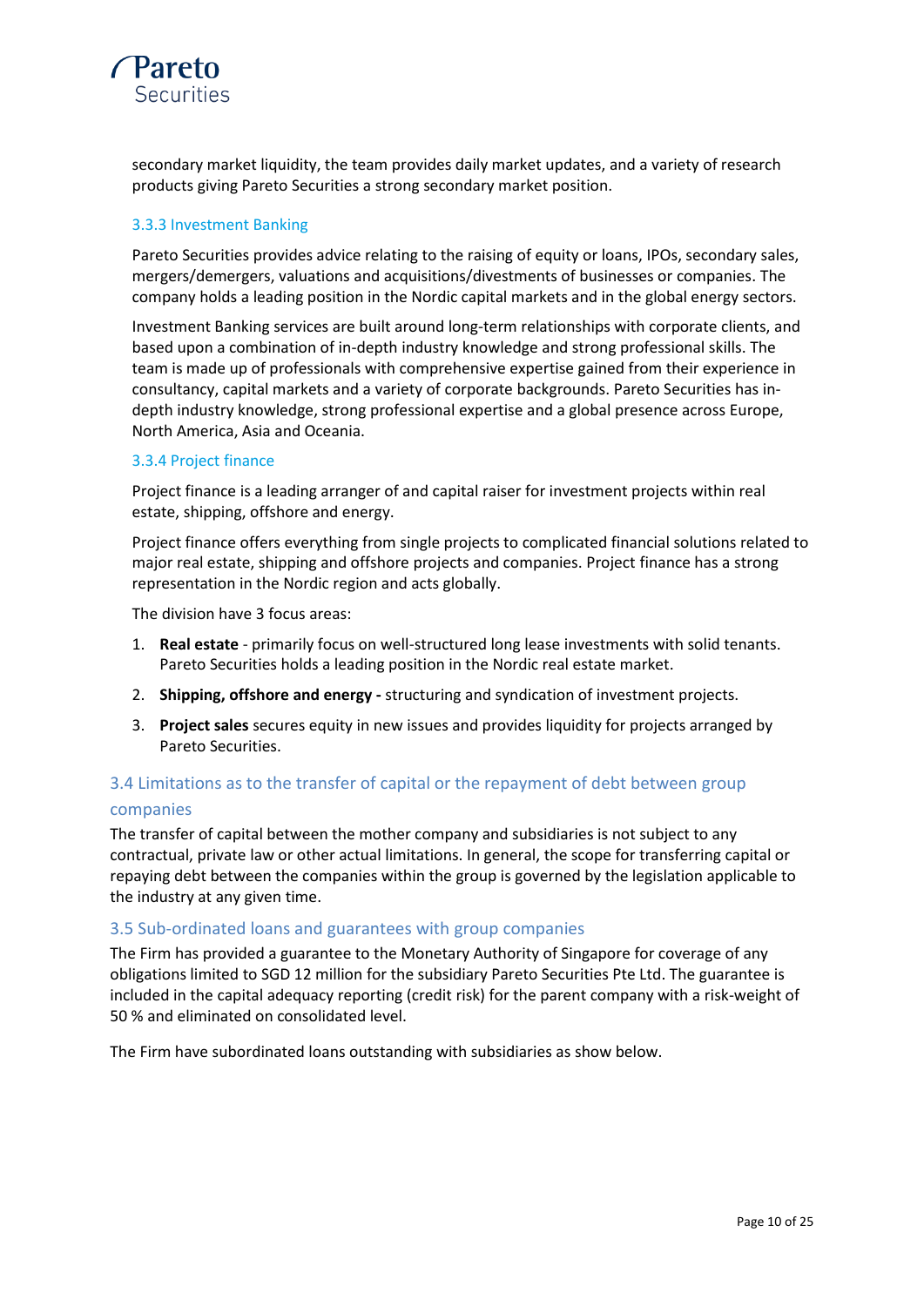secondary market liquidity, the team provides daily market updates, and a variety of research products giving Pareto Securities a strong secondary market position.

### 3.3.3 Investment Banking

Pareto Securities provides advice relating to the raising of equity or loans, IPOs, secondary sales, mergers/demergers, valuations and acquisitions/divestments of businesses or companies. The company holds a leading position in the Nordic capital markets and in the global energy sectors.

Investment Banking services are built around long-term relationships with corporate clients, and based upon a combination of in-depth industry knowledge and strong professional skills. The team is made up of professionals with comprehensive expertise gained from their experience in consultancy, capital markets and a variety of corporate backgrounds. Pareto Securities has in-depth industry knowledge, strong professional expertise and a global presence across Europe, North America, Asia and Oceania.

### 3.3.4 Project finance

Project finance is a leading arranger of and capital raiser for investment projects within real estate, shipping, offshore and energy.

Project finance offers everything from single projects to complicated financial solutions related to major real estate, shipping and offshore projects and companies. Project finance has a strong representation in the Nordic region and acts globally.

The division have 3 focus areas:

1. **Real estate** - primarily focus on well-structured long lease investments with solid tenants. Pareto Securities holds a leading position in the Nordic real estate market.
2. **Shipping, offshore and energy -** structuring and syndication of investment projects.
3. **Project sales** secures equity in new issues and provides liquidity for projects arranged by Pareto Securities.

## 3.4 Limitations as to the transfer of capital or the repayment of debt between group companies

The transfer of capital between the mother company and subsidiaries is not subject to any contractual, private law or other actual limitations. In general, the scope for transferring capital or repaying debt between the companies within the group is governed by the legislation applicable to the industry at any given time.

## 3.5 Sub-ordinated loans and guarantees with group companies

The Firm has provided a guarantee to the Monetary Authority of Singapore for coverage of any obligations limited to SGD 12 million for the subsidiary Pareto Securities Pte Ltd. The guarantee is included in the capital adequacy reporting (credit risk) for the parent company with a risk-weight of 50 % and eliminated on consolidated level.

The Firm have subordinated loans outstanding with subsidiaries as show below.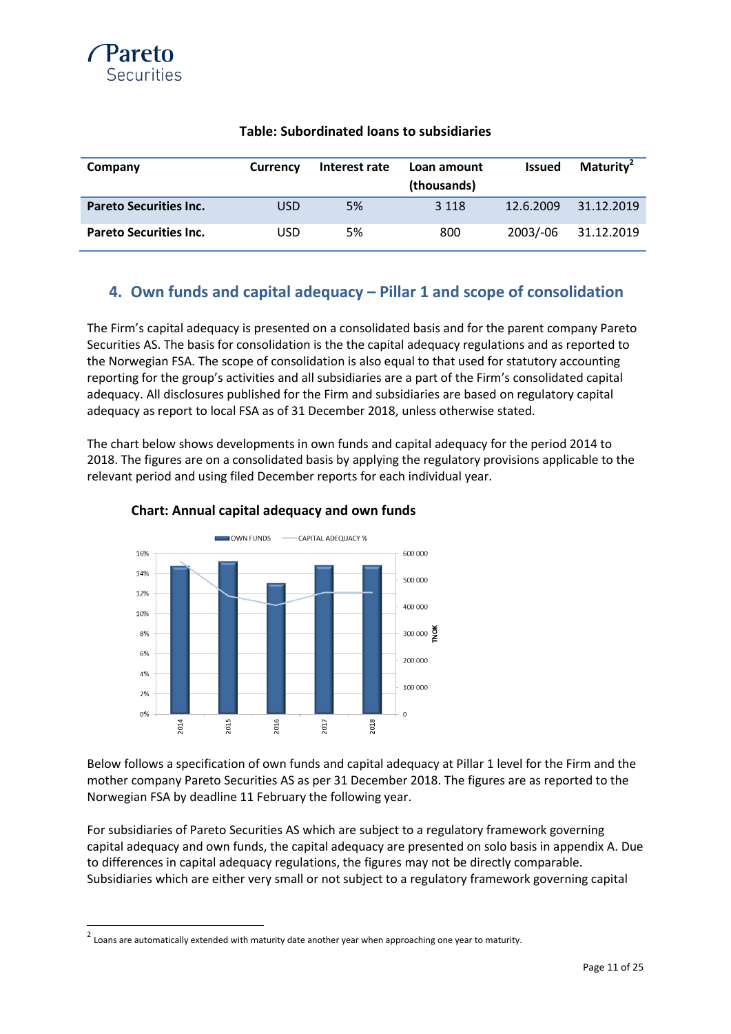**Table: Subordinated loans to subsidiaries**

| Company | Currency | Interest rate | Loan amount (thousands) | Issued | Maturity[2] |
|---|---|---|---|---|---|
| **Pareto Securities Inc.** | USD | 5% | 3 118 | 12.6.2009 | 31.12.2019 |
| **Pareto Securities Inc.** | USD | 5% | 800 | 2003/-06 | 31.12.2019 |

## 4. Own funds and capital adequacy – Pillar 1 and scope of consolidation

The Firm's capital adequacy is presented on a consolidated basis and for the parent company Pareto Securities AS. The basis for consolidation is the the capital adequacy regulations and as reported to the Norwegian FSA. The scope of consolidation is also equal to that used for statutory accounting reporting for the group's activities and all subsidiaries are a part of the Firm's consolidated capital adequacy. All disclosures published for the Firm and subsidiaries are based on regulatory capital adequacy as report to local FSA as of 31 December 2018, unless otherwise stated.

The chart below shows developments in own funds and capital adequacy for the period 2014 to 2018. The figures are on a consolidated basis by applying the regulatory provisions applicable to the relevant period and using filed December reports for each individual year.

**Chart: Annual capital adequacy and own funds**

Below follows a specification of own funds and capital adequacy at Pillar 1 level for the Firm and the mother company Pareto Securities AS as per 31 December 2018. The figures are as reported to the Norwegian FSA by deadline 11 February the following year.

For subsidiaries of Pareto Securities AS which are subject to a regulatory framework governing capital adequacy and own funds, the capital adequacy are presented on solo basis in appendix A. Due to differences in capital adequacy regulations, the figures may not be directly comparable. Subsidiaries which are either very small or not subject to a regulatory framework governing capital

[2] Loans are automatically extended with maturity date another year when approaching one year to maturity.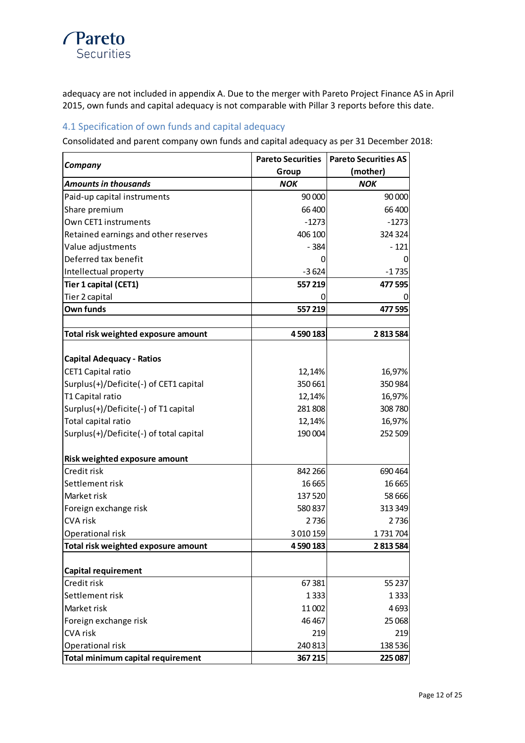adequacy are not included in appendix A. Due to the merger with Pareto Project Finance AS in April 2015, own funds and capital adequacy is not comparable with Pillar 3 reports before this date.

## 4.1 Specification of own funds and capital adequacy

Consolidated and parent company own funds and capital adequacy as per 31 December 2018:

| ***Company*** | **Pareto Securities Group** | **Pareto Securities AS (mother)** |
|---|---|---|
| ***Amounts in thousands*** | ***NOK*** | ***NOK*** |
| Paid-up capital instruments | 90 000 | 90 000 |
| Share premium | 66 400 | 66 400 |
| Own CET1 instruments | -1273 | -1273 |
| Retained earnings and other reserves | 406 100 | 324 324 |
| Value adjustments | - 384 | - 121 |
| Deferred tax benefit | 0 | 0 |
| Intellectual property | -3 624 | -1 735 |
| **Tier 1 capital (CET1)** | **557 219** | **477 595** |
| Tier 2 capital | 0 | 0 |
| **Own funds** | **557 219** | **477 595** |
| | | |
| **Total risk weighted exposure amount** | **4 590 183** | **2 813 584** |
| | | |
| **Capital Adequacy - Ratios** | | |
| CET1 Capital ratio | 12,14% | 16,97% |
| Surplus(+)/Deficite(-) of CET1 capital | 350 661 | 350 984 |
| T1 Capital ratio | 12,14% | 16,97% |
| Surplus(+)/Deficite(-) of T1 capital | 281 808 | 308 780 |
| Total capital ratio | 12,14% | 16,97% |
| Surplus(+)/Deficite(-) of total capital | 190 004 | 252 509 |
| | | |
| **Risk weighted exposure amount** | | |
| Credit risk | 842 266 | 690 464 |
| Settlement risk | 16 665 | 16 665 |
| Market risk | 137 520 | 58 666 |
| Foreign exchange risk | 580 837 | 313 349 |
| CVA risk | 2 736 | 2 736 |
| Operational risk | 3 010 159 | 1 731 704 |
| **Total risk weighted exposure amount** | **4 590 183** | **2 813 584** |
| | | |
| **Capital requirement** | | |
| Credit risk | 67 381 | 55 237 |
| Settlement risk | 1 333 | 1 333 |
| Market risk | 11 002 | 4 693 |
| Foreign exchange risk | 46 467 | 25 068 |
| CVA risk | 219 | 219 |
| Operational risk | 240 813 | 138 536 |
| **Total minimum capital requirement** | **367 215** | **225 087** |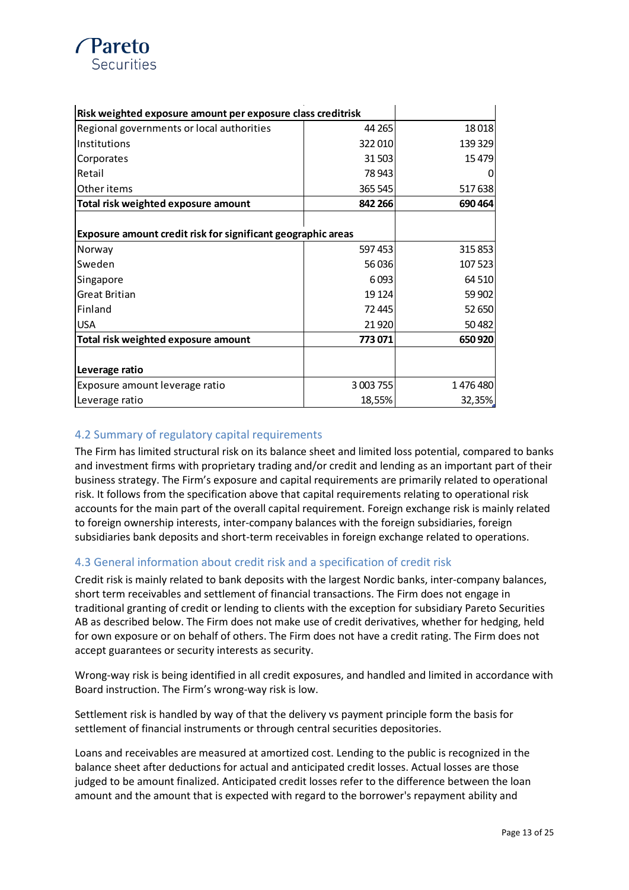| Risk weighted exposure amount per exposure class creditrisk | | |
|---|---|---|
| Regional governments or local authorities | 44 265 | 18 018 |
| Institutions | 322 010 | 139 329 |
| Corporates | 31 503 | 15 479 |
| Retail | 78 943 | 0 |
| Other items | 365 545 | 517 638 |
| **Total risk weighted exposure amount** | **842 266** | **690 464** |
| | | |
| **Exposure amount credit risk for significant geographic areas** | | |
| Norway | 597 453 | 315 853 |
| Sweden | 56 036 | 107 523 |
| Singapore | 6 093 | 64 510 |
| Great Britian | 19 124 | 59 902 |
| Finland | 72 445 | 52 650 |
| USA | 21 920 | 50 482 |
| **Total risk weighted exposure amount** | **773 071** | **650 920** |
| | | |
| **Leverage ratio** | | |
| Exposure amount leverage ratio | 3 003 755 | 1 476 480 |
| Leverage ratio | 18,55% | 32,35% |

## 4.2 Summary of regulatory capital requirements

The Firm has limited structural risk on its balance sheet and limited loss potential, compared to banks and investment firms with proprietary trading and/or credit and lending as an important part of their business strategy. The Firm's exposure and capital requirements are primarily related to operational risk. It follows from the specification above that capital requirements relating to operational risk accounts for the main part of the overall capital requirement. Foreign exchange risk is mainly related to foreign ownership interests, inter-company balances with the foreign subsidiaries, foreign subsidiaries bank deposits and short-term receivables in foreign exchange related to operations.

## 4.3 General information about credit risk and a specification of credit risk

Credit risk is mainly related to bank deposits with the largest Nordic banks, inter-company balances, short term receivables and settlement of financial transactions. The Firm does not engage in traditional granting of credit or lending to clients with the exception for subsidiary Pareto Securities AB as described below. The Firm does not make use of credit derivatives, whether for hedging, held for own exposure or on behalf of others. The Firm does not have a credit rating. The Firm does not accept guarantees or security interests as security.

Wrong-way risk is being identified in all credit exposures, and handled and limited in accordance with Board instruction. The Firm's wrong-way risk is low.

Settlement risk is handled by way of that the delivery vs payment principle form the basis for settlement of financial instruments or through central securities depositories.

Loans and receivables are measured at amortized cost. Lending to the public is recognized in the balance sheet after deductions for actual and anticipated credit losses. Actual losses are those judged to be amount finalized. Anticipated credit losses refer to the difference between the loan amount and the amount that is expected with regard to the borrower's repayment ability and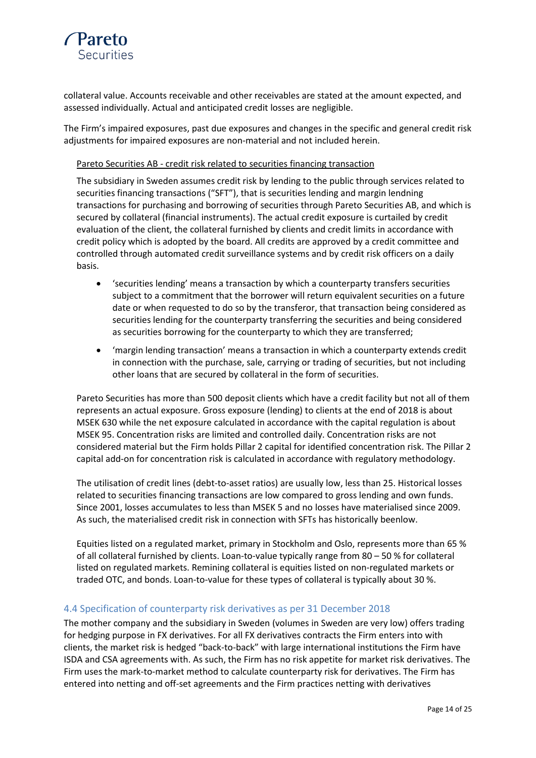collateral value. Accounts receivable and other receivables are stated at the amount expected, and assessed individually. Actual and anticipated credit losses are negligible.

The Firm's impaired exposures, past due exposures and changes in the specific and general credit risk adjustments for impaired exposures are non-material and not included herein.

Pareto Securities AB - credit risk related to securities financing transaction

The subsidiary in Sweden assumes credit risk by lending to the public through services related to securities financing transactions ("SFT"), that is securities lending and margin lendning transactions for purchasing and borrowing of securities through Pareto Securities AB, and which is secured by collateral (financial instruments). The actual credit exposure is curtailed by credit evaluation of the client, the collateral furnished by clients and credit limits in accordance with credit policy which is adopted by the board. All credits are approved by a credit committee and controlled through automated credit surveillance systems and by credit risk officers on a daily basis.

- 'securities lending' means a transaction by which a counterparty transfers securities subject to a commitment that the borrower will return equivalent securities on a future date or when requested to do so by the transferor, that transaction being considered as securities lending for the counterparty transferring the securities and being considered as securities borrowing for the counterparty to which they are transferred;
- 'margin lending transaction' means a transaction in which a counterparty extends credit in connection with the purchase, sale, carrying or trading of securities, but not including other loans that are secured by collateral in the form of securities.

Pareto Securities has more than 500 deposit clients which have a credit facility but not all of them represents an actual exposure. Gross exposure (lending) to clients at the end of 2018 is about MSEK 630 while the net exposure calculated in accordance with the capital regulation is about MSEK 95. Concentration risks are limited and controlled daily. Concentration risks are not considered material but the Firm holds Pillar 2 capital for identified concentration risk. The Pillar 2 capital add-on for concentration risk is calculated in accordance with regulatory methodology.

The utilisation of credit lines (debt-to-asset ratios) are usually low, less than 25. Historical losses related to securities financing transactions are low compared to gross lending and own funds. Since 2001, losses accumulates to less than MSEK 5 and no losses have materialised since 2009. As such, the materialised credit risk in connection with SFTs has historically beenlow.

Equities listed on a regulated market, primary in Stockholm and Oslo, represents more than 65 % of all collateral furnished by clients. Loan-to-value typically range from 80 – 50 % for collateral listed on regulated markets. Remining collateral is equities listed on non-regulated markets or traded OTC, and bonds. Loan-to-value for these types of collateral is typically about 30 %.

## 4.4 Specification of counterparty risk derivatives as per 31 December 2018

The mother company and the subsidiary in Sweden (volumes in Sweden are very low) offers trading for hedging purpose in FX derivatives. For all FX derivatives contracts the Firm enters into with clients, the market risk is hedged "back-to-back" with large international institutions the Firm have ISDA and CSA agreements with. As such, the Firm has no risk appetite for market risk derivatives. The Firm uses the mark-to-market method to calculate counterparty risk for derivatives. The Firm has entered into netting and off-set agreements and the Firm practices netting with derivatives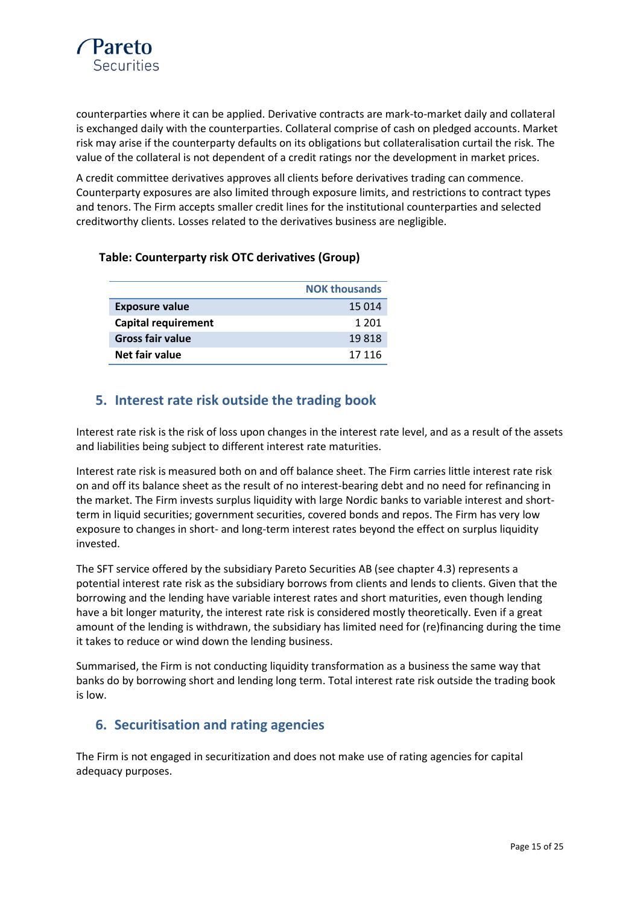counterparties where it can be applied. Derivative contracts are mark-to-market daily and collateral is exchanged daily with the counterparties. Collateral comprise of cash on pledged accounts. Market risk may arise if the counterparty defaults on its obligations but collateralisation curtail the risk. The value of the collateral is not dependent of a credit ratings nor the development in market prices.

A credit committee derivatives approves all clients before derivatives trading can commence. Counterparty exposures are also limited through exposure limits, and restrictions to contract types and tenors. The Firm accepts smaller credit lines for the institutional counterparties and selected creditworthy clients. Losses related to the derivatives business are negligible.

**Table: Counterparty risk OTC derivatives (Group)**

| | NOK thousands |
|---|---|
| **Exposure value** | 15 014 |
| **Capital requirement** | 1 201 |
| **Gross fair value** | 19 818 |
| **Net fair value** | 17 116 |

## 5. Interest rate risk outside the trading book

Interest rate risk is the risk of loss upon changes in the interest rate level, and as a result of the assets and liabilities being subject to different interest rate maturities.

Interest rate risk is measured both on and off balance sheet. The Firm carries little interest rate risk on and off its balance sheet as the result of no interest-bearing debt and no need for refinancing in the market. The Firm invests surplus liquidity with large Nordic banks to variable interest and short-term in liquid securities; government securities, covered bonds and repos. The Firm has very low exposure to changes in short- and long-term interest rates beyond the effect on surplus liquidity invested.

The SFT service offered by the subsidiary Pareto Securities AB (see chapter 4.3) represents a potential interest rate risk as the subsidiary borrows from clients and lends to clients. Given that the borrowing and the lending have variable interest rates and short maturities, even though lending have a bit longer maturity, the interest rate risk is considered mostly theoretically. Even if a great amount of the lending is withdrawn, the subsidiary has limited need for (re)financing during the time it takes to reduce or wind down the lending business.

Summarised, the Firm is not conducting liquidity transformation as a business the same way that banks do by borrowing short and lending long term. Total interest rate risk outside the trading book is low.

## 6. Securitisation and rating agencies

The Firm is not engaged in securitization and does not make use of rating agencies for capital adequacy purposes.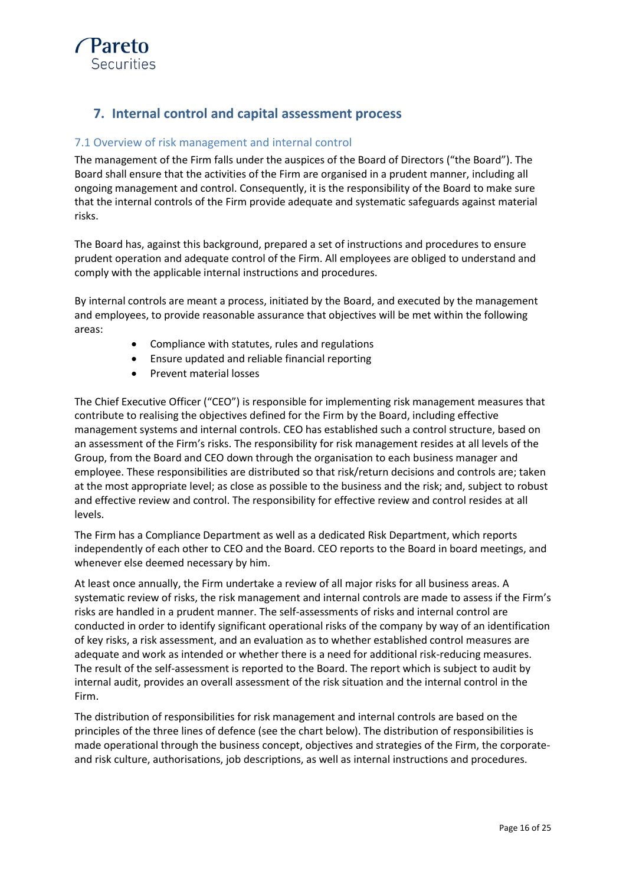## 7. Internal control and capital assessment process

### 7.1 Overview of risk management and internal control

The management of the Firm falls under the auspices of the Board of Directors ("the Board"). The Board shall ensure that the activities of the Firm are organised in a prudent manner, including all ongoing management and control. Consequently, it is the responsibility of the Board to make sure that the internal controls of the Firm provide adequate and systematic safeguards against material risks.

The Board has, against this background, prepared a set of instructions and procedures to ensure prudent operation and adequate control of the Firm. All employees are obliged to understand and comply with the applicable internal instructions and procedures.

By internal controls are meant a process, initiated by the Board, and executed by the management and employees, to provide reasonable assurance that objectives will be met within the following areas:

- Compliance with statutes, rules and regulations
- Ensure updated and reliable financial reporting
- Prevent material losses

The Chief Executive Officer ("CEO") is responsible for implementing risk management measures that contribute to realising the objectives defined for the Firm by the Board, including effective management systems and internal controls. CEO has established such a control structure, based on an assessment of the Firm's risks. The responsibility for risk management resides at all levels of the Group, from the Board and CEO down through the organisation to each business manager and employee. These responsibilities are distributed so that risk/return decisions and controls are; taken at the most appropriate level; as close as possible to the business and the risk; and, subject to robust and effective review and control. The responsibility for effective review and control resides at all levels.

The Firm has a Compliance Department as well as a dedicated Risk Department, which reports independently of each other to CEO and the Board. CEO reports to the Board in board meetings, and whenever else deemed necessary by him.

At least once annually, the Firm undertake a review of all major risks for all business areas. A systematic review of risks, the risk management and internal controls are made to assess if the Firm's risks are handled in a prudent manner. The self-assessments of risks and internal control are conducted in order to identify significant operational risks of the company by way of an identification of key risks, a risk assessment, and an evaluation as to whether established control measures are adequate and work as intended or whether there is a need for additional risk-reducing measures. The result of the self-assessment is reported to the Board. The report which is subject to audit by internal audit, provides an overall assessment of the risk situation and the internal control in the Firm.

The distribution of responsibilities for risk management and internal controls are based on the principles of the three lines of defence (see the chart below). The distribution of responsibilities is made operational through the business concept, objectives and strategies of the Firm, the corporate- and risk culture, authorisations, job descriptions, as well as internal instructions and procedures.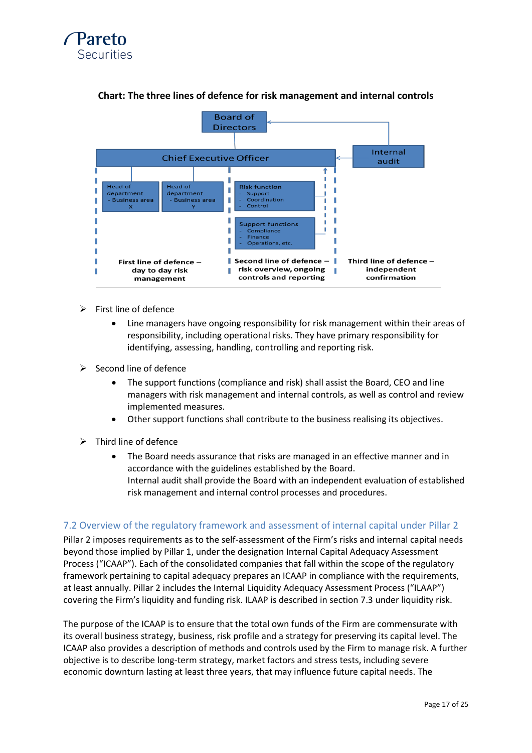**Chart: The three lines of defence for risk management and internal controls**

Board of Directors

Chief Executive Officer

Internal audit

Head of department - Business area X

Head of department - Business area Y

Risk function
- Support
- Coordination
- Control

Support functions
- Compliance
- Finance
- Operations, etc.

First line of defence – day to day risk management

Second line of defence – risk overview, ongoing controls and reporting

Third line of defence – independent confirmation

- First line of defence
    - Line managers have ongoing responsibility for risk management within their areas of responsibility, including operational risks. They have primary responsibility for identifying, assessing, handling, controlling and reporting risk.
- Second line of defence
    - The support functions (compliance and risk) shall assist the Board, CEO and line managers with risk management and internal controls, as well as control and review implemented measures.
    - Other support functions shall contribute to the business realising its objectives.
- Third line of defence
    - The Board needs assurance that risks are managed in an effective manner and in accordance with the guidelines established by the Board.
      Internal audit shall provide the Board with an independent evaluation of established risk management and internal control processes and procedures.

## 7.2 Overview of the regulatory framework and assessment of internal capital under Pillar 2

Pillar 2 imposes requirements as to the self-assessment of the Firm's risks and internal capital needs beyond those implied by Pillar 1, under the designation Internal Capital Adequacy Assessment Process ("ICAAP"). Each of the consolidated companies that fall within the scope of the regulatory framework pertaining to capital adequacy prepares an ICAAP in compliance with the requirements, at least annually. Pillar 2 includes the Internal Liquidity Adequacy Assessment Process ("ILAAP") covering the Firm's liquidity and funding risk. ILAAP is described in section 7.3 under liquidity risk.

The purpose of the ICAAP is to ensure that the total own funds of the Firm are commensurate with its overall business strategy, business, risk profile and a strategy for preserving its capital level. The ICAAP also provides a description of methods and controls used by the Firm to manage risk. A further objective is to describe long-term strategy, market factors and stress tests, including severe economic downturn lasting at least three years, that may influence future capital needs. The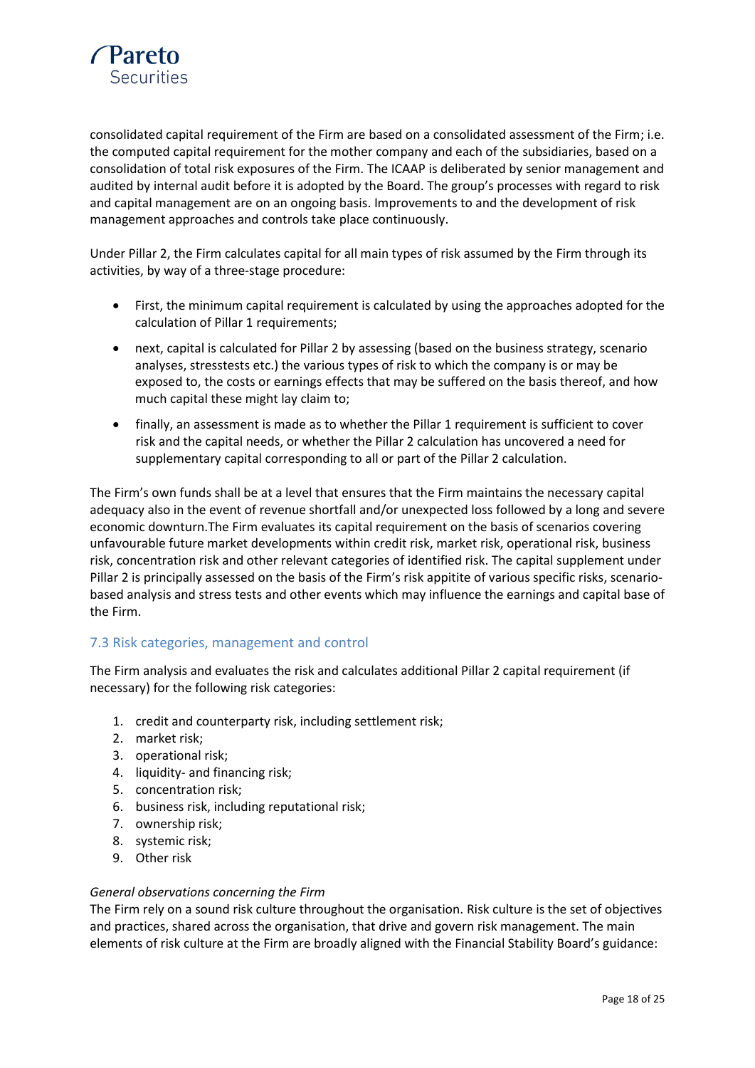consolidated capital requirement of the Firm are based on a consolidated assessment of the Firm; i.e. the computed capital requirement for the mother company and each of the subsidiaries, based on a consolidation of total risk exposures of the Firm. The ICAAP is deliberated by senior management and audited by internal audit before it is adopted by the Board. The group's processes with regard to risk and capital management are on an ongoing basis. Improvements to and the development of risk management approaches and controls take place continuously.

Under Pillar 2, the Firm calculates capital for all main types of risk assumed by the Firm through its activities, by way of a three-stage procedure:

- First, the minimum capital requirement is calculated by using the approaches adopted for the calculation of Pillar 1 requirements;
- next, capital is calculated for Pillar 2 by assessing (based on the business strategy, scenario analyses, stresstests etc.) the various types of risk to which the company is or may be exposed to, the costs or earnings effects that may be suffered on the basis thereof, and how much capital these might lay claim to;
- finally, an assessment is made as to whether the Pillar 1 requirement is sufficient to cover risk and the capital needs, or whether the Pillar 2 calculation has uncovered a need for supplementary capital corresponding to all or part of the Pillar 2 calculation.

The Firm's own funds shall be at a level that ensures that the Firm maintains the necessary capital adequacy also in the event of revenue shortfall and/or unexpected loss followed by a long and severe economic downturn.The Firm evaluates its capital requirement on the basis of scenarios covering unfavourable future market developments within credit risk, market risk, operational risk, business risk, concentration risk and other relevant categories of identified risk. The capital supplement under Pillar 2 is principally assessed on the basis of the Firm's risk appitite of various specific risks, scenario-based analysis and stress tests and other events which may influence the earnings and capital base of the Firm.

## 7.3 Risk categories, management and control

The Firm analysis and evaluates the risk and calculates additional Pillar 2 capital requirement (if necessary) for the following risk categories:

1. credit and counterparty risk, including settlement risk;
2. market risk;
3. operational risk;
4. liquidity- and financing risk;
5. concentration risk;
6. business risk, including reputational risk;
7. ownership risk;
8. systemic risk;
9. Other risk

*General observations concerning the Firm*

The Firm rely on a sound risk culture throughout the organisation. Risk culture is the set of objectives and practices, shared across the organisation, that drive and govern risk management. The main elements of risk culture at the Firm are broadly aligned with the Financial Stability Board's guidance: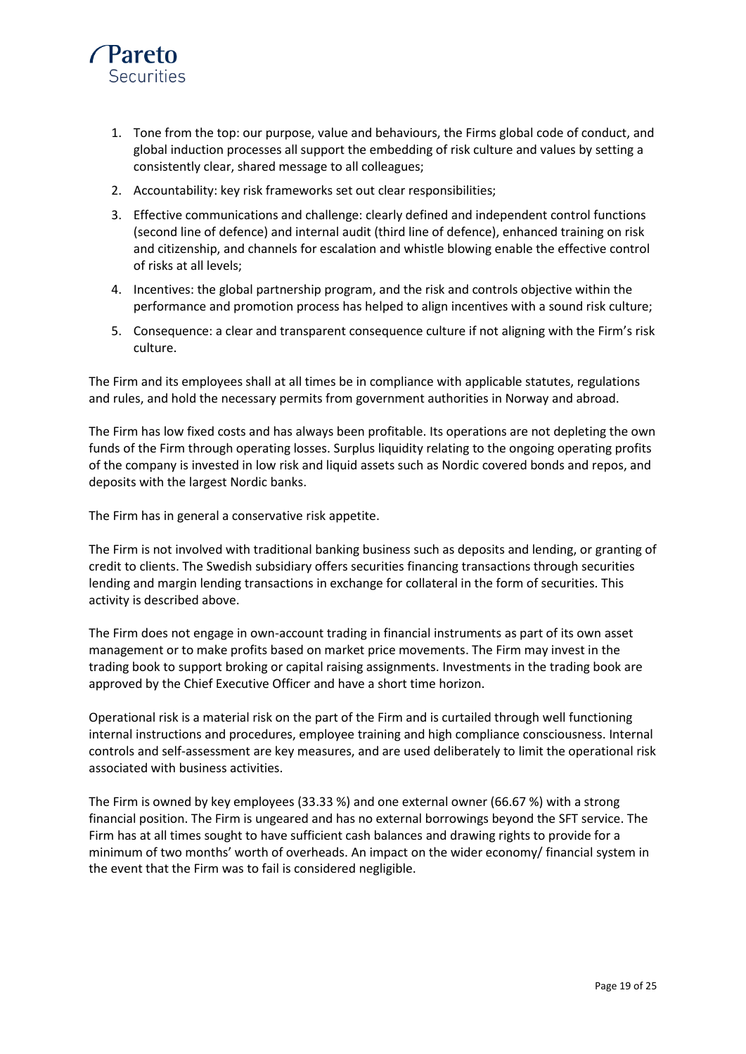1. Tone from the top: our purpose, value and behaviours, the Firms global code of conduct, and global induction processes all support the embedding of risk culture and values by setting a consistently clear, shared message to all colleagues;
2. Accountability: key risk frameworks set out clear responsibilities;
3. Effective communications and challenge: clearly defined and independent control functions (second line of defence) and internal audit (third line of defence), enhanced training on risk and citizenship, and channels for escalation and whistle blowing enable the effective control of risks at all levels;
4. Incentives: the global partnership program, and the risk and controls objective within the performance and promotion process has helped to align incentives with a sound risk culture;
5. Consequence: a clear and transparent consequence culture if not aligning with the Firm's risk culture.

The Firm and its employees shall at all times be in compliance with applicable statutes, regulations and rules, and hold the necessary permits from government authorities in Norway and abroad.

The Firm has low fixed costs and has always been profitable. Its operations are not depleting the own funds of the Firm through operating losses. Surplus liquidity relating to the ongoing operating profits of the company is invested in low risk and liquid assets such as Nordic covered bonds and repos, and deposits with the largest Nordic banks.

The Firm has in general a conservative risk appetite.

The Firm is not involved with traditional banking business such as deposits and lending, or granting of credit to clients. The Swedish subsidiary offers securities financing transactions through securities lending and margin lending transactions in exchange for collateral in the form of securities. This activity is described above.

The Firm does not engage in own-account trading in financial instruments as part of its own asset management or to make profits based on market price movements. The Firm may invest in the trading book to support broking or capital raising assignments. Investments in the trading book are approved by the Chief Executive Officer and have a short time horizon.

Operational risk is a material risk on the part of the Firm and is curtailed through well functioning internal instructions and procedures, employee training and high compliance consciousness. Internal controls and self-assessment are key measures, and are used deliberately to limit the operational risk associated with business activities.

The Firm is owned by key employees (33.33 %) and one external owner (66.67 %) with a strong financial position. The Firm is ungeared and has no external borrowings beyond the SFT service. The Firm has at all times sought to have sufficient cash balances and drawing rights to provide for a minimum of two months' worth of overheads. An impact on the wider economy/ financial system in the event that the Firm was to fail is considered negligible.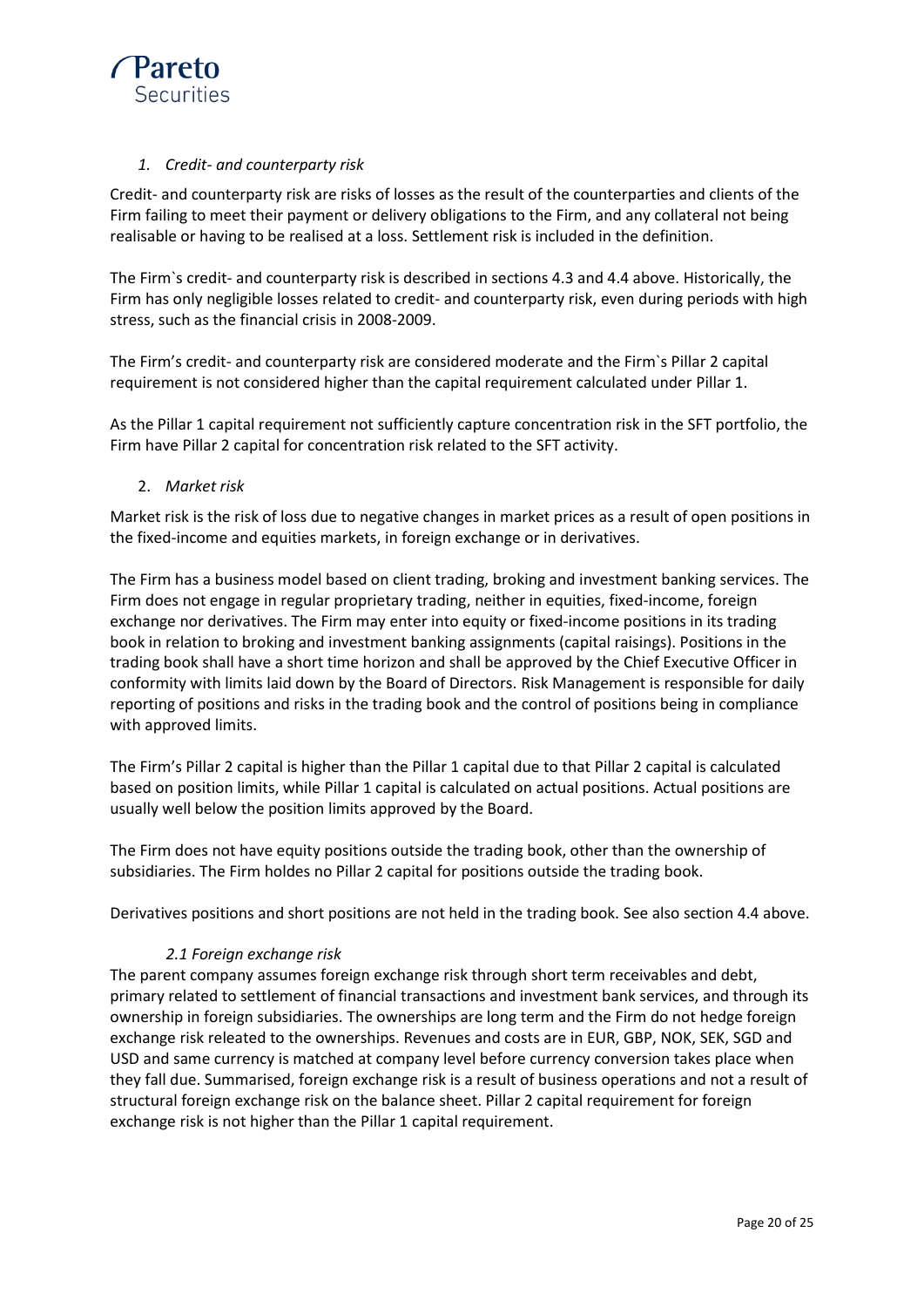1. *Credit- and counterparty risk*

Credit- and counterparty risk are risks of losses as the result of the counterparties and clients of the Firm failing to meet their payment or delivery obligations to the Firm, and any collateral not being realisable or having to be realised at a loss. Settlement risk is included in the definition.

The Firm`s credit- and counterparty risk is described in sections 4.3 and 4.4 above. Historically, the Firm has only negligible losses related to credit- and counterparty risk, even during periods with high stress, such as the financial crisis in 2008-2009.

The Firm's credit- and counterparty risk are considered moderate and the Firm`s Pillar 2 capital requirement is not considered higher than the capital requirement calculated under Pillar 1.

As the Pillar 1 capital requirement not sufficiently capture concentration risk in the SFT portfolio, the Firm have Pillar 2 capital for concentration risk related to the SFT activity.

2. *Market risk*

Market risk is the risk of loss due to negative changes in market prices as a result of open positions in the fixed-income and equities markets, in foreign exchange or in derivatives.

The Firm has a business model based on client trading, broking and investment banking services. The Firm does not engage in regular proprietary trading, neither in equities, fixed-income, foreign exchange nor derivatives. The Firm may enter into equity or fixed-income positions in its trading book in relation to broking and investment banking assignments (capital raisings). Positions in the trading book shall have a short time horizon and shall be approved by the Chief Executive Officer in conformity with limits laid down by the Board of Directors. Risk Management is responsible for daily reporting of positions and risks in the trading book and the control of positions being in compliance with approved limits.

The Firm's Pillar 2 capital is higher than the Pillar 1 capital due to that Pillar 2 capital is calculated based on position limits, while Pillar 1 capital is calculated on actual positions. Actual positions are usually well below the position limits approved by the Board.

The Firm does not have equity positions outside the trading book, other than the ownership of subsidiaries. The Firm holdes no Pillar 2 capital for positions outside the trading book.

Derivatives positions and short positions are not held in the trading book. See also section 4.4 above.

*2.1 Foreign exchange risk*

The parent company assumes foreign exchange risk through short term receivables and debt, primary related to settlement of financial transactions and investment bank services, and through its ownership in foreign subsidiaries. The ownerships are long term and the Firm do not hedge foreign exchange risk releated to the ownerships. Revenues and costs are in EUR, GBP, NOK, SEK, SGD and USD and same currency is matched at company level before currency conversion takes place when they fall due. Summarised, foreign exchange risk is a result of business operations and not a result of structural foreign exchange risk on the balance sheet. Pillar 2 capital requirement for foreign exchange risk is not higher than the Pillar 1 capital requirement.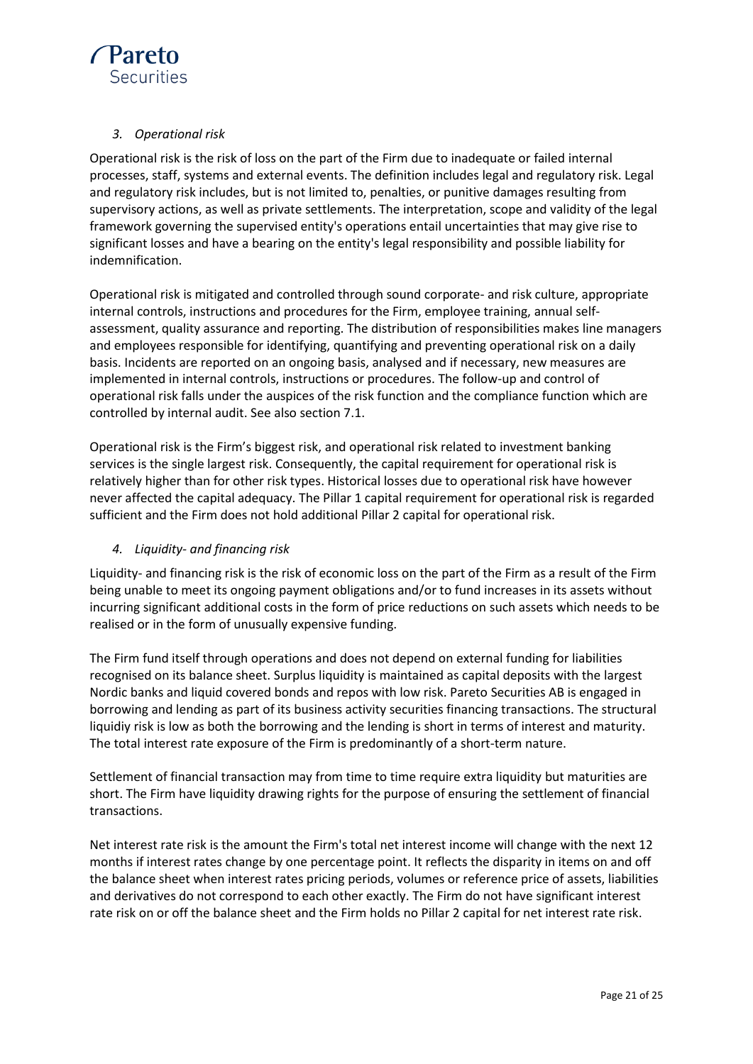### *3. Operational risk*

Operational risk is the risk of loss on the part of the Firm due to inadequate or failed internal processes, staff, systems and external events. The definition includes legal and regulatory risk. Legal and regulatory risk includes, but is not limited to, penalties, or punitive damages resulting from supervisory actions, as well as private settlements. The interpretation, scope and validity of the legal framework governing the supervised entity's operations entail uncertainties that may give rise to significant losses and have a bearing on the entity's legal responsibility and possible liability for indemnification.

Operational risk is mitigated and controlled through sound corporate- and risk culture, appropriate internal controls, instructions and procedures for the Firm, employee training, annual self-assessment, quality assurance and reporting. The distribution of responsibilities makes line managers and employees responsible for identifying, quantifying and preventing operational risk on a daily basis. Incidents are reported on an ongoing basis, analysed and if necessary, new measures are implemented in internal controls, instructions or procedures. The follow-up and control of operational risk falls under the auspices of the risk function and the compliance function which are controlled by internal audit. See also section 7.1.

Operational risk is the Firm's biggest risk, and operational risk related to investment banking services is the single largest risk. Consequently, the capital requirement for operational risk is relatively higher than for other risk types. Historical losses due to operational risk have however never affected the capital adequacy. The Pillar 1 capital requirement for operational risk is regarded sufficient and the Firm does not hold additional Pillar 2 capital for operational risk.

### *4. Liquidity- and financing risk*

Liquidity- and financing risk is the risk of economic loss on the part of the Firm as a result of the Firm being unable to meet its ongoing payment obligations and/or to fund increases in its assets without incurring significant additional costs in the form of price reductions on such assets which needs to be realised or in the form of unusually expensive funding.

The Firm fund itself through operations and does not depend on external funding for liabilities recognised on its balance sheet. Surplus liquidity is maintained as capital deposits with the largest Nordic banks and liquid covered bonds and repos with low risk. Pareto Securities AB is engaged in borrowing and lending as part of its business activity securities financing transactions. The structural liquidiy risk is low as both the borrowing and the lending is short in terms of interest and maturity. The total interest rate exposure of the Firm is predominantly of a short-term nature.

Settlement of financial transaction may from time to time require extra liquidity but maturities are short. The Firm have liquidity drawing rights for the purpose of ensuring the settlement of financial transactions.

Net interest rate risk is the amount the Firm's total net interest income will change with the next 12 months if interest rates change by one percentage point. It reflects the disparity in items on and off the balance sheet when interest rates pricing periods, volumes or reference price of assets, liabilities and derivatives do not correspond to each other exactly. The Firm do not have significant interest rate risk on or off the balance sheet and the Firm holds no Pillar 2 capital for net interest rate risk.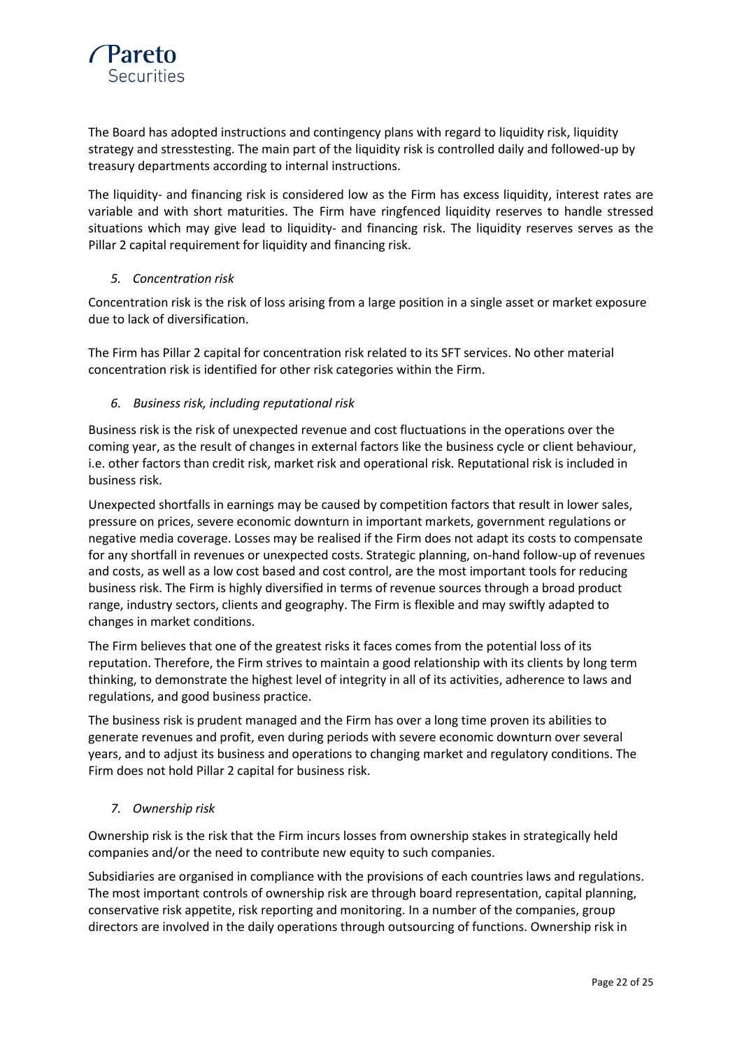The Board has adopted instructions and contingency plans with regard to liquidity risk, liquidity strategy and stresstesting. The main part of the liquidity risk is controlled daily and followed-up by treasury departments according to internal instructions.

The liquidity- and financing risk is considered low as the Firm has excess liquidity, interest rates are variable and with short maturities. The Firm have ringfenced liquidity reserves to handle stressed situations which may give lead to liquidity- and financing risk. The liquidity reserves serves as the Pillar 2 capital requirement for liquidity and financing risk.

*5. Concentration risk*

Concentration risk is the risk of loss arising from a large position in a single asset or market exposure due to lack of diversification.

The Firm has Pillar 2 capital for concentration risk related to its SFT services. No other material concentration risk is identified for other risk categories within the Firm.

*6. Business risk, including reputational risk*

Business risk is the risk of unexpected revenue and cost fluctuations in the operations over the coming year, as the result of changes in external factors like the business cycle or client behaviour, i.e. other factors than credit risk, market risk and operational risk. Reputational risk is included in business risk.

Unexpected shortfalls in earnings may be caused by competition factors that result in lower sales, pressure on prices, severe economic downturn in important markets, government regulations or negative media coverage. Losses may be realised if the Firm does not adapt its costs to compensate for any shortfall in revenues or unexpected costs. Strategic planning, on-hand follow-up of revenues and costs, as well as a low cost based and cost control, are the most important tools for reducing business risk. The Firm is highly diversified in terms of revenue sources through a broad product range, industry sectors, clients and geography. The Firm is flexible and may swiftly adapted to changes in market conditions.

The Firm believes that one of the greatest risks it faces comes from the potential loss of its reputation. Therefore, the Firm strives to maintain a good relationship with its clients by long term thinking, to demonstrate the highest level of integrity in all of its activities, adherence to laws and regulations, and good business practice.

The business risk is prudent managed and the Firm has over a long time proven its abilities to generate revenues and profit, even during periods with severe economic downturn over several years, and to adjust its business and operations to changing market and regulatory conditions. The Firm does not hold Pillar 2 capital for business risk.

*7. Ownership risk*

Ownership risk is the risk that the Firm incurs losses from ownership stakes in strategically held companies and/or the need to contribute new equity to such companies.

Subsidiaries are organised in compliance with the provisions of each countries laws and regulations. The most important controls of ownership risk are through board representation, capital planning, conservative risk appetite, risk reporting and monitoring. In a number of the companies, group directors are involved in the daily operations through outsourcing of functions. Ownership risk in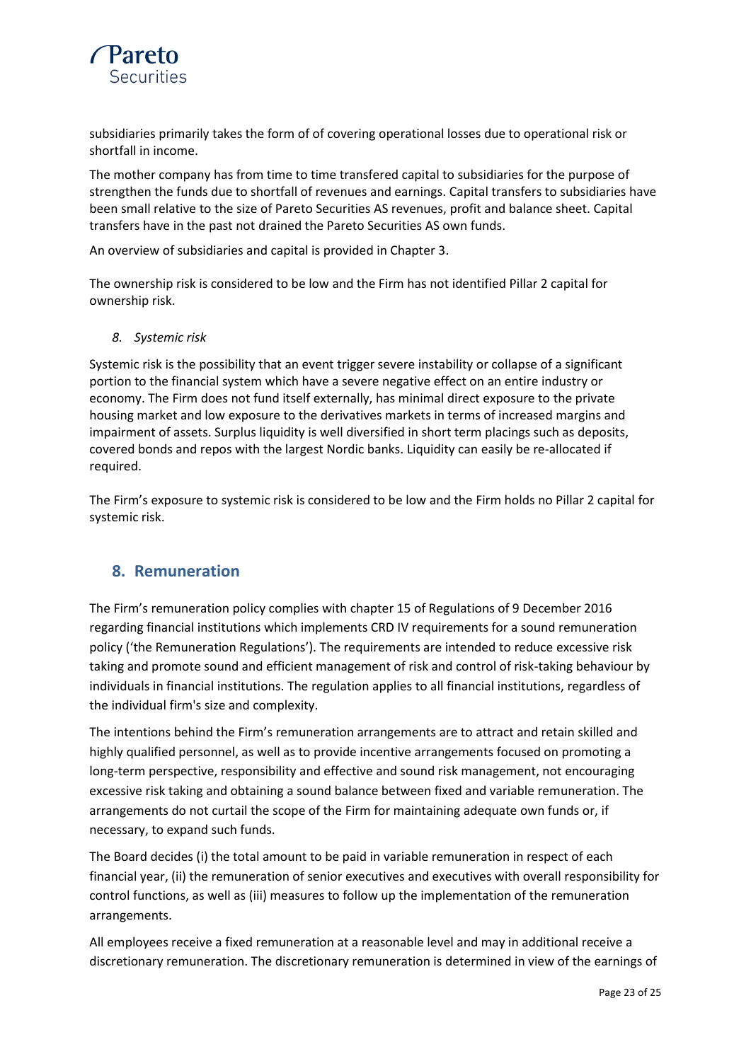subsidiaries primarily takes the form of of covering operational losses due to operational risk or shortfall in income.

The mother company has from time to time transfered capital to subsidiaries for the purpose of strengthen the funds due to shortfall of revenues and earnings. Capital transfers to subsidiaries have been small relative to the size of Pareto Securities AS revenues, profit and balance sheet. Capital transfers have in the past not drained the Pareto Securities AS own funds.

An overview of subsidiaries and capital is provided in Chapter 3.

The ownership risk is considered to be low and the Firm has not identified Pillar 2 capital for ownership risk.

*8. Systemic risk*

Systemic risk is the possibility that an event trigger severe instability or collapse of a significant portion to the financial system which have a severe negative effect on an entire industry or economy. The Firm does not fund itself externally, has minimal direct exposure to the private housing market and low exposure to the derivatives markets in terms of increased margins and impairment of assets. Surplus liquidity is well diversified in short term placings such as deposits, covered bonds and repos with the largest Nordic banks. Liquidity can easily be re-allocated if required.

The Firm's exposure to systemic risk is considered to be low and the Firm holds no Pillar 2 capital for systemic risk.

## 8. Remuneration

The Firm's remuneration policy complies with chapter 15 of Regulations of 9 December 2016 regarding financial institutions which implements CRD IV requirements for a sound remuneration policy ('the Remuneration Regulations'). The requirements are intended to reduce excessive risk taking and promote sound and efficient management of risk and control of risk-taking behaviour by individuals in financial institutions. The regulation applies to all financial institutions, regardless of the individual firm's size and complexity.

The intentions behind the Firm's remuneration arrangements are to attract and retain skilled and highly qualified personnel, as well as to provide incentive arrangements focused on promoting a long-term perspective, responsibility and effective and sound risk management, not encouraging excessive risk taking and obtaining a sound balance between fixed and variable remuneration. The arrangements do not curtail the scope of the Firm for maintaining adequate own funds or, if necessary, to expand such funds.

The Board decides (i) the total amount to be paid in variable remuneration in respect of each financial year, (ii) the remuneration of senior executives and executives with overall responsibility for control functions, as well as (iii) measures to follow up the implementation of the remuneration arrangements.

All employees receive a fixed remuneration at a reasonable level and may in additional receive a discretionary remuneration. The discretionary remuneration is determined in view of the earnings of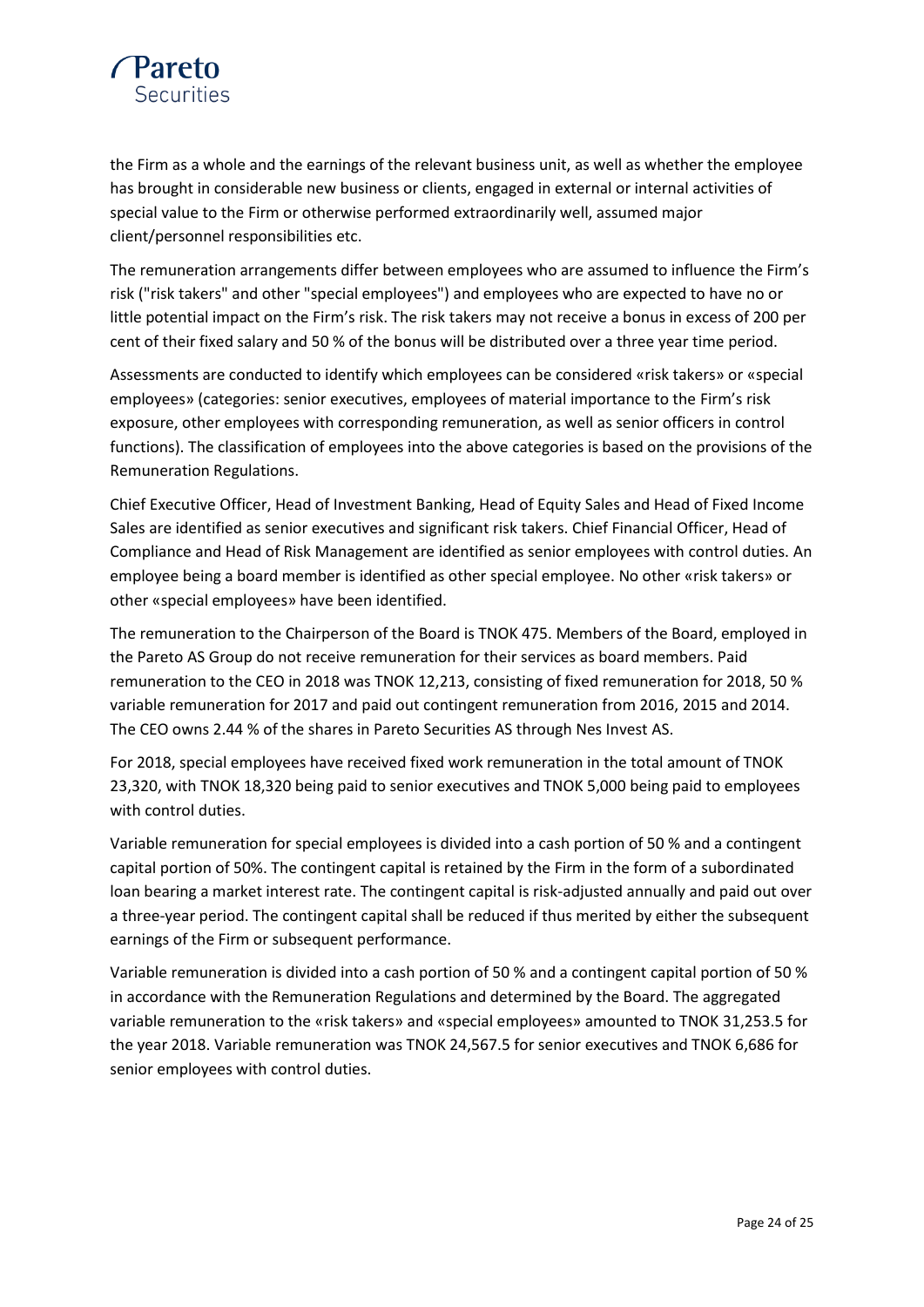the Firm as a whole and the earnings of the relevant business unit, as well as whether the employee has brought in considerable new business or clients, engaged in external or internal activities of special value to the Firm or otherwise performed extraordinarily well, assumed major client/personnel responsibilities etc.

The remuneration arrangements differ between employees who are assumed to influence the Firm's risk ("risk takers" and other "special employees") and employees who are expected to have no or little potential impact on the Firm's risk. The risk takers may not receive a bonus in excess of 200 per cent of their fixed salary and 50 % of the bonus will be distributed over a three year time period.

Assessments are conducted to identify which employees can be considered «risk takers» or «special employees» (categories: senior executives, employees of material importance to the Firm's risk exposure, other employees with corresponding remuneration, as well as senior officers in control functions). The classification of employees into the above categories is based on the provisions of the Remuneration Regulations.

Chief Executive Officer, Head of Investment Banking, Head of Equity Sales and Head of Fixed Income Sales are identified as senior executives and significant risk takers. Chief Financial Officer, Head of Compliance and Head of Risk Management are identified as senior employees with control duties. An employee being a board member is identified as other special employee. No other «risk takers» or other «special employees» have been identified.

The remuneration to the Chairperson of the Board is TNOK 475. Members of the Board, employed in the Pareto AS Group do not receive remuneration for their services as board members. Paid remuneration to the CEO in 2018 was TNOK 12,213, consisting of fixed remuneration for 2018, 50 % variable remuneration for 2017 and paid out contingent remuneration from 2016, 2015 and 2014. The CEO owns 2.44 % of the shares in Pareto Securities AS through Nes Invest AS.

For 2018, special employees have received fixed work remuneration in the total amount of TNOK 23,320, with TNOK 18,320 being paid to senior executives and TNOK 5,000 being paid to employees with control duties.

Variable remuneration for special employees is divided into a cash portion of 50 % and a contingent capital portion of 50%. The contingent capital is retained by the Firm in the form of a subordinated loan bearing a market interest rate. The contingent capital is risk-adjusted annually and paid out over a three-year period. The contingent capital shall be reduced if thus merited by either the subsequent earnings of the Firm or subsequent performance.

Variable remuneration is divided into a cash portion of 50 % and a contingent capital portion of 50 % in accordance with the Remuneration Regulations and determined by the Board. The aggregated variable remuneration to the «risk takers» and «special employees» amounted to TNOK 31,253.5 for the year 2018. Variable remuneration was TNOK 24,567.5 for senior executives and TNOK 6,686 for senior employees with control duties.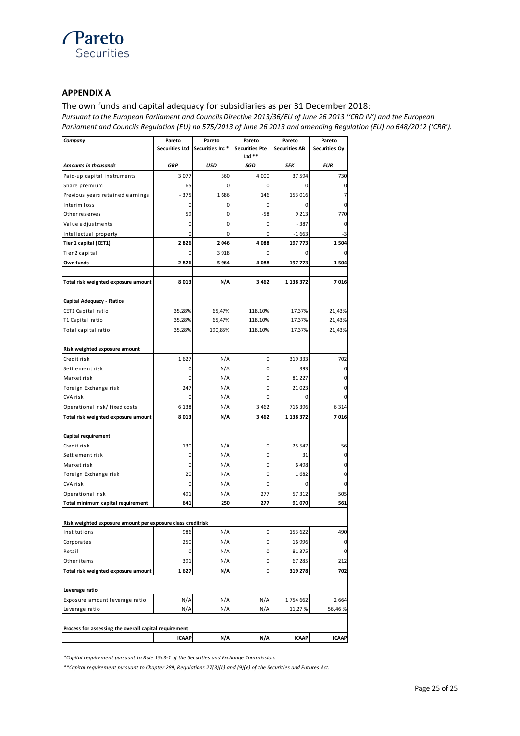## APPENDIX A

The own funds and capital adequacy for subsidiaries as per 31 December 2018:

*Pursuant to the European Parliament and Councils Directive 2013/36/EU of June 26 2013 ('CRD IV') and the European Parliament and Councils Regulation (EU) no 575/2013 of June 26 2013 and amending Regulation (EU) no 648/2012 ('CRR').*

| Company | Pareto Securities Ltd | Pareto Securities Inc * | Pareto Securities Pte Ltd ** | Pareto Securities AB | Pareto Securities Oy |
|---|---|---|---|---|---|
| ***Amounts in thousands*** | ***GBP*** | ***USD*** | ***SGD*** | ***SEK*** | ***EUR*** |
| Paid-up capital instruments | 3 077 | 360 | 4 000 | 37 594 | 730 |
| Share premium | 65 | 0 | 0 | 0 | 0 |
| Previous years retained earnings | - 375 | 1 686 | 146 | 153 016 | 7 |
| Interim loss | 0 | 0 | 0 | 0 | 0 |
| Other reserves | 59 | 0 | -58 | 9 213 | 770 |
| Value adjustments | 0 | 0 | 0 | - 387 | 0 |
| Intellectual property | 0 | 0 | 0 | -1 663 | -3 |
| **Tier 1 capital (CET1)** | **2 826** | **2 046** | **4 088** | **197 773** | **1 504** |
| Tier 2 capital | 0 | 3 918 | 0 | 0 | 0 |
| **Own funds** | **2 826** | **5 964** | **4 088** | **197 773** | **1 504** |
| | | | | | |
| **Total risk weighted exposure amount** | **8 013** | **N/A** | **3 462** | **1 138 372** | **7 016** |
| | | | | | |
| **Capital Adequacy - Ratios** | | | | | |
| CET1 Capital ratio | 35,28% | 65,47% | 118,10% | 17,37% | 21,43% |
| T1 Capital ratio | 35,28% | 65,47% | 118,10% | 17,37% | 21,43% |
| Total capital ratio | 35,28% | 190,85% | 118,10% | 17,37% | 21,43% |
| | | | | | |
| **Risk weighted exposure amount** | | | | | |
| Credit risk | 1 627 | N/A | 0 | 319 333 | 702 |
| Settlement risk | 0 | N/A | 0 | 393 | 0 |
| Market risk | 0 | N/A | 0 | 81 227 | 0 |
| Foreign Exchange risk | 247 | N/A | 0 | 21 023 | 0 |
| CVA risk | 0 | N/A | 0 | 0 | 0 |
| Operational risk/ fixed costs | 6 138 | N/A | 3 462 | 716 396 | 6 314 |
| **Total risk weighted exposure amount** | **8 013** | **N/A** | **3 462** | **1 138 372** | **7 016** |
| | | | | | |
| **Capital requirement** | | | | | |
| Credit risk | 130 | N/A | 0 | 25 547 | 56 |
| Settlement risk | 0 | N/A | 0 | 31 | 0 |
| Market risk | 0 | N/A | 0 | 6 498 | 0 |
| Foreign Exchange risk | 20 | N/A | 0 | 1 682 | 0 |
| CVA risk | 0 | N/A | 0 | 0 | 0 |
| Operational risk | 491 | N/A | 277 | 57 312 | 505 |
| **Total minimum capital requirement** | **641** | **250** | **277** | **91 070** | **561** |
| | | | | | |
| **Risk weighted exposure amount per exposure class creditrisk** | | | | | |
| Institutions | 986 | N/A | 0 | 153 622 | 490 |
| Corporates | 250 | N/A | 0 | 16 996 | 0 |
| Retail | 0 | N/A | 0 | 81 375 | 0 |
| Other items | 391 | N/A | 0 | 67 285 | 212 |
| **Total risk weighted exposure amount** | **1 627** | **N/A** | **0** | **319 278** | **702** |
| | | | | | |
| **Leverage ratio** | | | | | |
| Exposure amount leverage ratio | N/A | N/A | N/A | 1 754 662 | 2 664 |
| Leverage ratio | N/A | N/A | N/A | 11,27 % | 56,46 % |
| | | | | | |
| **Process for assessing the overall capital requirement** | | | | | |
| | **ICAAP** | **N/A** | **N/A** | **ICAAP** | **ICAAP** |

*\*Capital requirement pursuant to Rule 15c3-1 of the Securities and Exchange Commission.*

*\*\*Capital requirement pursuant to Chapter 289, Regulations 27(3)(b) and (9)(e) of the Securities and Futures Act.*